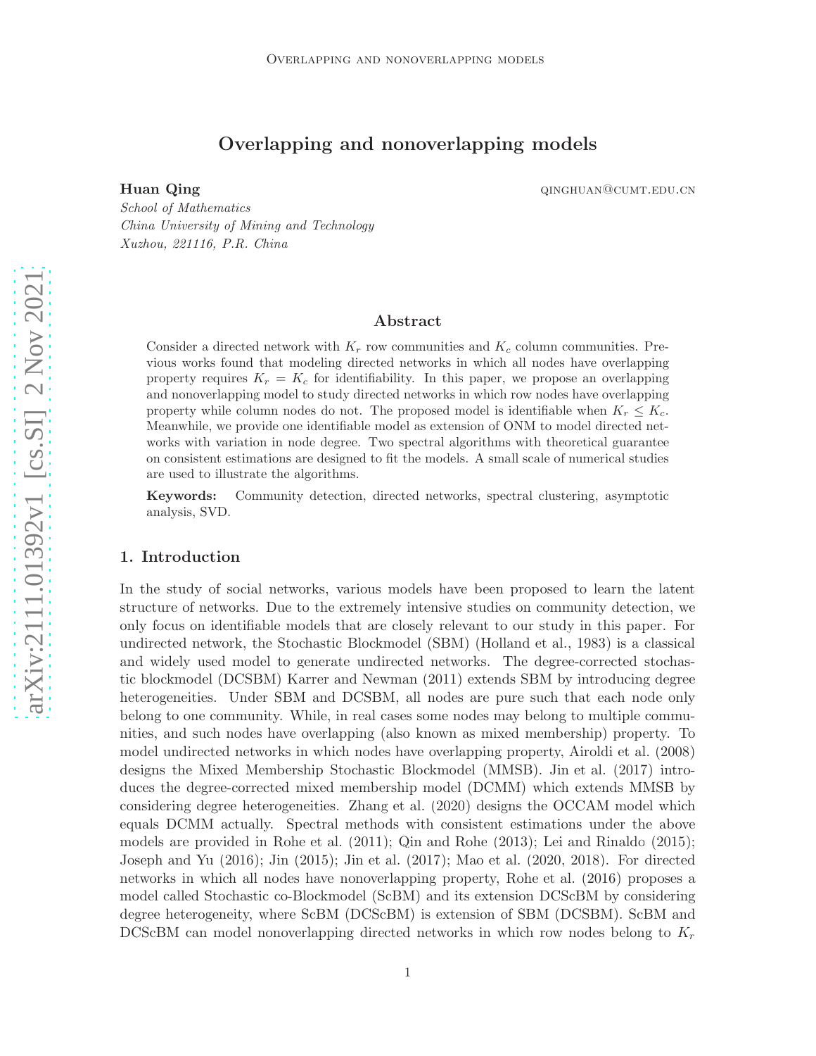# Overlapping and nonoverlapping models

**Huan Qing** QINGHUAN@CUMT.EDU.CN

*School of Mathematics*
*China University of Mining and Technology*
*Xuzhou, 221116, P.R. China*

## Abstract

Consider a directed network with $K_r$ row communities and $K_c$ column communities. Previous works found that modeling directed networks in which all nodes have overlapping property requires $K_r = K_c$ for identifiability. In this paper, we propose an overlapping and nonoverlapping model to study directed networks in which row nodes have overlapping property while column nodes do not. The proposed model is identifiable when $K_r \leq K_c$. Meanwhile, we provide one identifiable model as extension of ONM to model directed networks with variation in node degree. Two spectral algorithms with theoretical guarantee on consistent estimations are designed to fit the models. A small scale of numerical studies are used to illustrate the algorithms.

**Keywords:** Community detection, directed networks, spectral clustering, asymptotic analysis, SVD.

## 1. Introduction

In the study of social networks, various models have been proposed to learn the latent structure of networks. Due to the extremely intensive studies on community detection, we only focus on identifiable models that are closely relevant to our study in this paper. For undirected network, the Stochastic Blockmodel (SBM) (Holland et al., 1983) is a classical and widely used model to generate undirected networks. The degree-corrected stochastic blockmodel (DCSBM) Karrer and Newman (2011) extends SBM by introducing degree heterogeneities. Under SBM and DCSBM, all nodes are pure such that each node only belong to one community. While, in real cases some nodes may belong to multiple communities, and such nodes have overlapping (also known as mixed membership) property. To model undirected networks in which nodes have overlapping property, Airoldi et al. (2008) designs the Mixed Membership Stochastic Blockmodel (MMSB). Jin et al. (2017) introduces the degree-corrected mixed membership model (DCMM) which extends MMSB by considering degree heterogeneities. Zhang et al. (2020) designs the OCCAM model which equals DCMM actually. Spectral methods with consistent estimations under the above models are provided in Rohe et al. (2011); Qin and Rohe (2013); Lei and Rinaldo (2015); Joseph and Yu (2016); Jin (2015); Jin et al. (2017); Mao et al. (2020, 2018). For directed networks in which all nodes have nonoverlapping property, Rohe et al. (2016) proposes a model called Stochastic co-Blockmodel (ScBM) and its extension DCScBM by considering degree heterogeneity, where ScBM (DCScBM) is extension of SBM (DCSBM). ScBM and DCScBM can model nonoverlapping directed networks in which row nodes belong to $K_r$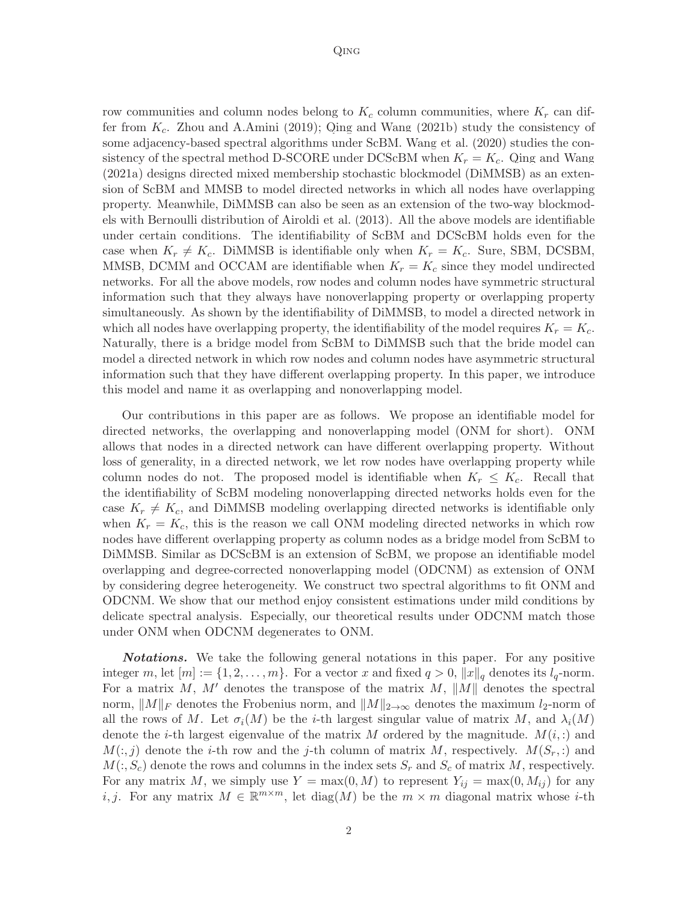row communities and column nodes belong to $K_c$ column communities, where $K_r$ can differ from $K_c$. Zhou and A.Amini (2019); Qing and Wang (2021b) study the consistency of some adjacency-based spectral algorithms under ScBM. Wang et al. (2020) studies the consistency of the spectral method D-SCORE under DCScBM when $K_r = K_c$. Qing and Wang (2021a) designs directed mixed membership stochastic blockmodel (DiMMSB) as an extension of ScBM and MMSB to model directed networks in which all nodes have overlapping property. Meanwhile, DiMMSB can also be seen as an extension of the two-way blockmodels with Bernoulli distribution of Airoldi et al. (2013). All the above models are identifiable under certain conditions. The identifiability of ScBM and DCScBM holds even for the case when $K_r \neq K_c$. DiMMSB is identifiable only when $K_r = K_c$. Sure, SBM, DCSBM, MMSB, DCMM and OCCAM are identifiable when $K_r = K_c$ since they model undirected networks. For all the above models, row nodes and column nodes have symmetric structural information such that they always have nonoverlapping property or overlapping property simultaneously. As shown by the identifiability of DiMMSB, to model a directed network in which all nodes have overlapping property, the identifiability of the model requires $K_r = K_c$. Naturally, there is a bridge model from ScBM to DiMMSB such that the bride model can model a directed network in which row nodes and column nodes have asymmetric structural information such that they have different overlapping property. In this paper, we introduce this model and name it as overlapping and nonoverlapping model.

Our contributions in this paper are as follows. We propose an identifiable model for directed networks, the overlapping and nonoverlapping model (ONM for short). ONM allows that nodes in a directed network can have different overlapping property. Without loss of generality, in a directed network, we let row nodes have overlapping property while column nodes do not. The proposed model is identifiable when $K_r \leq K_c$. Recall that the identifiability of ScBM modeling nonoverlapping directed networks holds even for the case $K_r \neq K_c$, and DiMMSB modeling overlapping directed networks is identifiable only when $K_r = K_c$, this is the reason we call ONM modeling directed networks in which row nodes have different overlapping property as column nodes as a bridge model from ScBM to DiMMSB. Similar as DCScBM is an extension of ScBM, we propose an identifiable model overlapping and degree-corrected nonoverlapping model (ODCNM) as extension of ONM by considering degree heterogeneity. We construct two spectral algorithms to fit ONM and ODCNM. We show that our method enjoy consistent estimations under mild conditions by delicate spectral analysis. Especially, our theoretical results under ODCNM match those under ONM when ODCNM degenerates to ONM.

***Notations.*** We take the following general notations in this paper. For any positive integer $m$, let $[m] := \{1, 2, \ldots, m\}$. For a vector $x$ and fixed $q > 0$, $\|x\|_q$ denotes its $l_q$-norm. For a matrix $M$, $M'$ denotes the transpose of the matrix $M$, $\|M\|$ denotes the spectral norm, $\|M\|_F$ denotes the Frobenius norm, and $\|M\|_{2\to\infty}$ denotes the maximum $l_2$-norm of all the rows of $M$. Let $\sigma_i(M)$ be the $i$-th largest singular value of matrix $M$, and $\lambda_i(M)$ denote the $i$-th largest eigenvalue of the matrix $M$ ordered by the magnitude. $M(i,:)$ and $M(:,j)$ denote the $i$-th row and the $j$-th column of matrix $M$, respectively. $M(S_r,:)$ and $M(:,S_c)$ denote the rows and columns in the index sets $S_r$ and $S_c$ of matrix $M$, respectively. For any matrix $M$, we simply use $Y = \max(0, M)$ to represent $Y_{ij} = \max(0, M_{ij})$ for any $i, j$. For any matrix $M \in \mathbb{R}^{m\times m}$, let $\mathrm{diag}(M)$ be the $m \times m$ diagonal matrix whose $i$-th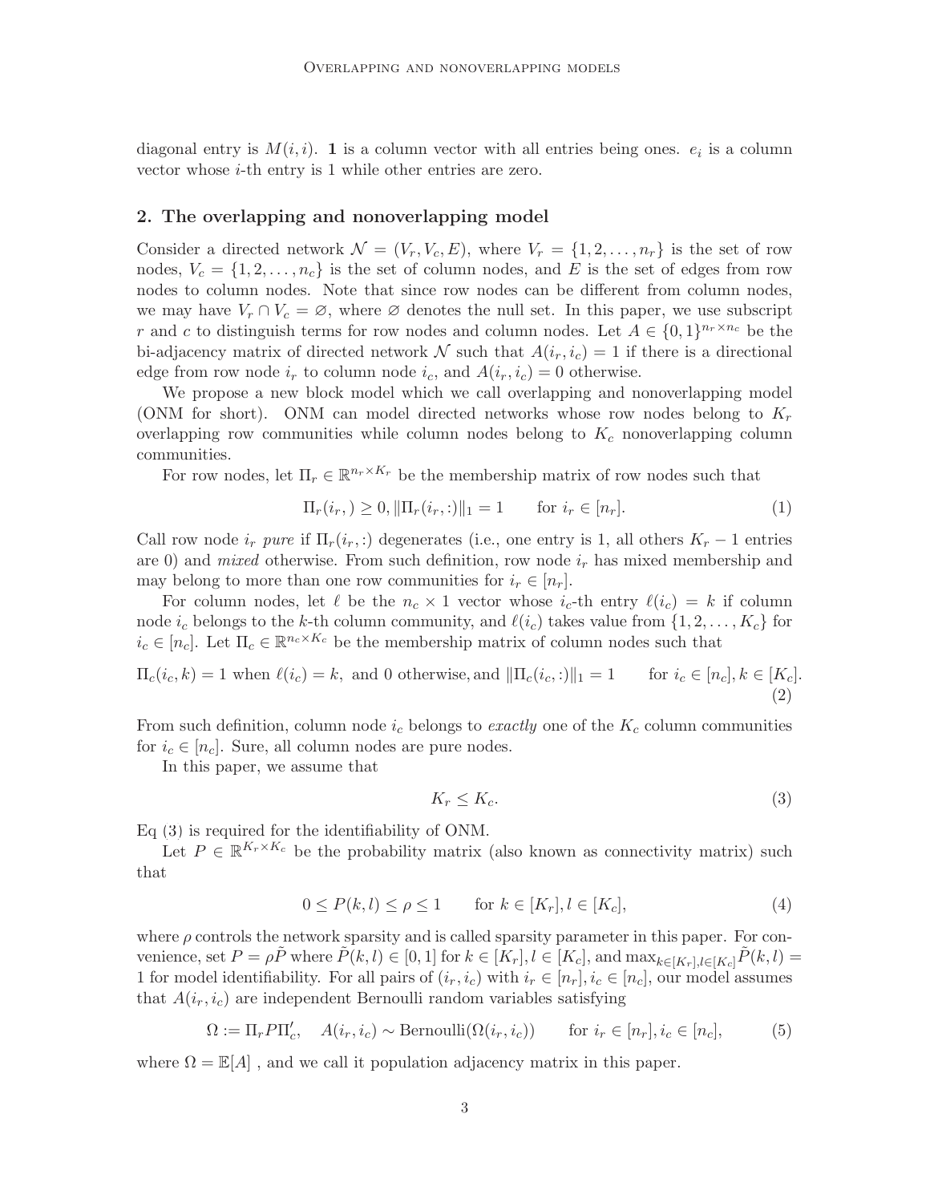diagonal entry is $M(i,i)$. $\mathbf{1}$ is a column vector with all entries being ones. $e_i$ is a column vector whose $i$-th entry is 1 while other entries are zero.

## 2. The overlapping and nonoverlapping model

Consider a directed network $\mathcal{N} = (V_r, V_c, E)$, where $V_r = \{1, 2, \ldots, n_r\}$ is the set of row nodes, $V_c = \{1, 2, \ldots, n_c\}$ is the set of column nodes, and $E$ is the set of edges from row nodes to column nodes. Note that since row nodes can be different from column nodes, we may have $V_r \cap V_c = \varnothing$, where $\varnothing$ denotes the null set. In this paper, we use subscript $r$ and $c$ to distinguish terms for row nodes and column nodes. Let $A \in \{0,1\}^{n_r \times n_c}$ be the bi-adjacency matrix of directed network $\mathcal{N}$ such that $A(i_r, i_c) = 1$ if there is a directional edge from row node $i_r$ to column node $i_c$, and $A(i_r, i_c) = 0$ otherwise.

We propose a new block model which we call overlapping and nonoverlapping model (ONM for short). ONM can model directed networks whose row nodes belong to $K_r$ overlapping row communities while column nodes belong to $K_c$ nonoverlapping column communities.

For row nodes, let $\Pi_r \in \mathbb{R}^{n_r \times K_r}$ be the membership matrix of row nodes such that

$$\Pi_r(i_r, ) \geq 0, \|\Pi_r(i_r, :)\|_1 = 1 \qquad \text{for } i_r \in [n_r]. \tag{1}$$

Call row node $i_r$ *pure* if $\Pi_r(i_r, :)$ degenerates (i.e., one entry is 1, all others $K_r - 1$ entries are 0) and *mixed* otherwise. From such definition, row node $i_r$ has mixed membership and may belong to more than one row communities for $i_r \in [n_r]$.

For column nodes, let $\ell$ be the $n_c \times 1$ vector whose $i_c$-th entry $\ell(i_c) = k$ if column node $i_c$ belongs to the $k$-th column community, and $\ell(i_c)$ takes value from $\{1, 2, \ldots, K_c\}$ for $i_c \in [n_c]$. Let $\Pi_c \in \mathbb{R}^{n_c \times K_c}$ be the membership matrix of column nodes such that

$$\Pi_c(i_c, k) = 1 \text{ when } \ell(i_c) = k, \text{ and 0 otherwise, and } \|\Pi_c(i_c, :)\|_1 = 1 \qquad \text{for } i_c \in [n_c], k \in [K_c]. \tag{2}$$

From such definition, column node $i_c$ belongs to *exactly* one of the $K_c$ column communities for $i_c \in [n_c]$. Sure, all column nodes are pure nodes.

In this paper, we assume that

$$K_r \leq K_c. \tag{3}$$

Eq (3) is required for the identifiability of ONM.

Let $P \in \mathbb{R}^{K_r \times K_c}$ be the probability matrix (also known as connectivity matrix) such that

$$0 \leq P(k, l) \leq \rho \leq 1 \qquad \text{for } k \in [K_r], l \in [K_c], \tag{4}$$

where $\rho$ controls the network sparsity and is called sparsity parameter in this paper. For convenience, set $P = \rho \tilde{P}$ where $\tilde{P}(k,l) \in [0,1]$ for $k \in [K_r], l \in [K_c]$, and $\max_{k \in [K_r], l \in [K_c]} \tilde{P}(k,l) = 1$ for model identifiability. For all pairs of $(i_r, i_c)$ with $i_r \in [n_r], i_c \in [n_c]$, our model assumes that $A(i_r, i_c)$ are independent Bernoulli random variables satisfying

$$\Omega := \Pi_r P \Pi_c', \quad A(i_r, i_c) \sim \text{Bernoulli}(\Omega(i_r, i_c)) \qquad \text{for } i_r \in [n_r], i_c \in [n_c], \tag{5}$$

where $\Omega = \mathbb{E}[A]$ , and we call it population adjacency matrix in this paper.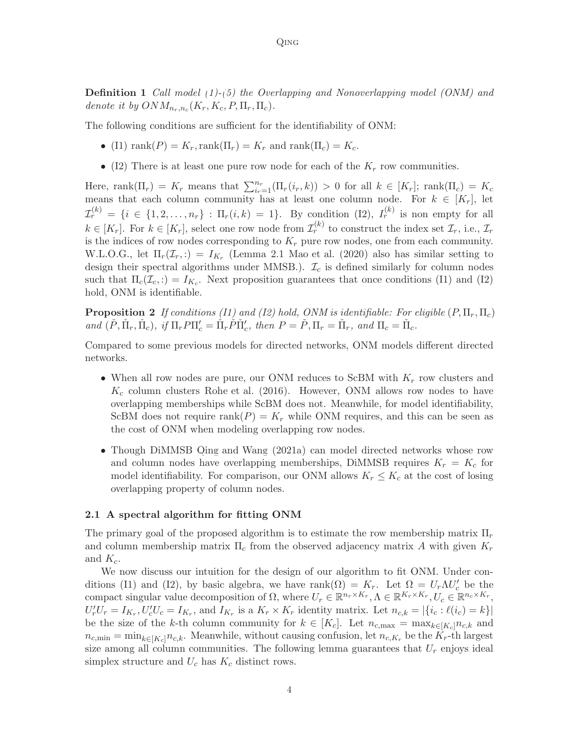**Definition 1** *Call model (1)-(5) the Overlapping and Nonoverlapping model (ONM) and denote it by $ONM_{n_r,n_c}(K_r, K_c, P, \Pi_r, \Pi_c)$.*

The following conditions are sufficient for the identifiability of ONM:

- (I1) $\mathrm{rank}(P) = K_r, \mathrm{rank}(\Pi_r) = K_r$ and $\mathrm{rank}(\Pi_c) = K_c$.
- (I2) There is at least one pure row node for each of the $K_r$ row communities.

Here, $\mathrm{rank}(\Pi_r) = K_r$ means that $\sum_{i_r=1}^{n_r}(\Pi_r(i_r, k)) > 0$ for all $k \in [K_r]$; $\mathrm{rank}(\Pi_c) = K_c$ means that each column community has at least one column node. For $k \in [K_r]$, let $\mathcal{I}_r^{(k)} = \{i \in \{1, 2, \ldots, n_r\} : \Pi_r(i, k) = 1\}$. By condition (I2), $I_r^{(k)}$ is non empty for all $k \in [K_r]$. For $k \in [K_r]$, select one row node from $\mathcal{I}_r^{(k)}$ to construct the index set $\mathcal{I}_r$, i.e., $\mathcal{I}_r$ is the indices of row nodes corresponding to $K_r$ pure row nodes, one from each community. W.L.O.G., let $\Pi_r(\mathcal{I}_r, :) = I_{K_r}$ (Lemma 2.1 Mao et al. (2020) also has similar setting to design their spectral algorithms under MMSB.). $\mathcal{I}_c$ is defined similarly for column nodes such that $\Pi_c(\mathcal{I}_c, :) = I_{K_c}$. Next proposition guarantees that once conditions (I1) and (I2) hold, ONM is identifiable.

**Proposition 2** *If conditions (I1) and (I2) hold, ONM is identifiable: For eligible $(P, \Pi_r, \Pi_c)$ and $(\check{P}, \check{\Pi}_r, \check{\Pi}_c)$, if $\Pi_r P \Pi_c' = \check{\Pi}_r \check{P} \check{\Pi}_c'$, then $P = \check{P}, \Pi_r = \check{\Pi}_r$, and $\Pi_c = \check{\Pi}_c$.*

Compared to some previous models for directed networks, ONM models different directed networks.

- When all row nodes are pure, our ONM reduces to ScBM with $K_r$ row clusters and $K_c$ column clusters Rohe et al. (2016). However, ONM allows row nodes to have overlapping memberships while ScBM does not. Meanwhile, for model identifiability, ScBM does not require $\mathrm{rank}(P) = K_r$ while ONM requires, and this can be seen as the cost of ONM when modeling overlapping row nodes.
- Though DiMMSB Qing and Wang (2021a) can model directed networks whose row and column nodes have overlapping memberships, DiMMSB requires $K_r = K_c$ for model identifiability. For comparison, our ONM allows $K_r \leq K_c$ at the cost of losing overlapping property of column nodes.

### 2.1 A spectral algorithm for fitting ONM

The primary goal of the proposed algorithm is to estimate the row membership matrix $\Pi_r$ and column membership matrix $\Pi_c$ from the observed adjacency matrix $A$ with given $K_r$ and $K_c$.

We now discuss our intuition for the design of our algorithm to fit ONM. Under conditions (I1) and (I2), by basic algebra, we have $\mathrm{rank}(\Omega) = K_r$. Let $\Omega = U_r \Lambda U_c'$ be the compact singular value decomposition of $\Omega$, where $U_r \in \mathbb{R}^{n_r \times K_r}, \Lambda \in \mathbb{R}^{K_r \times K_r}, U_c \in \mathbb{R}^{n_c \times K_r}$, $U_r'U_r = I_{K_r}, U_c'U_c = I_{K_r}$, and $I_{K_r}$ is a $K_r \times K_r$ identity matrix. Let $n_{c,k} = |\{i_c : \ell(i_c) = k\}|$ be the size of the $k$-th column community for $k \in [K_c]$. Let $n_{c,\max} = \max_{k \in [K_c]} n_{c,k}$ and $n_{c,\min} = \min_{k \in [K_c]} n_{c,k}$. Meanwhile, without causing confusion, let $n_{c,K_r}$ be the $K_r$-th largest size among all column communities. The following lemma guarantees that $U_r$ enjoys ideal simplex structure and $U_c$ has $K_c$ distinct rows.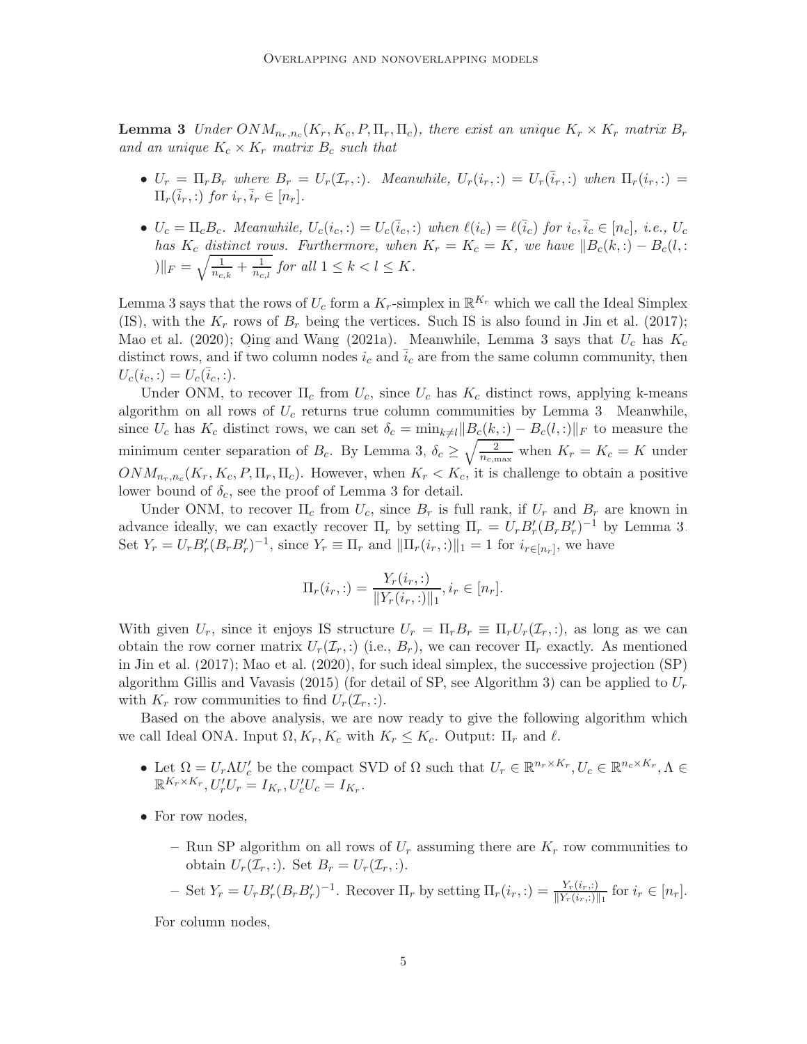**Lemma 3** *Under $ONM_{n_r,n_c}(K_r, K_c, P, \Pi_r, \Pi_c)$, there exist an unique $K_r \times K_r$ matrix $B_r$ and an unique $K_c \times K_r$ matrix $B_c$ such that*

- $U_r = \Pi_r B_r$ *where* $B_r = U_r(\mathcal{I}_r, :)$*. Meanwhile,* $U_r(i_r, :) = U_r(\bar{i}_r, :)$ *when* $\Pi_r(i_r, :) = \Pi_r(\bar{i}_r, :)$ *for* $i_r, \bar{i}_r \in [n_r]$*.*
- $U_c = \Pi_c B_c$*. Meanwhile,* $U_c(i_c, :) = U_c(\bar{i}_c, :)$ *when* $\ell(i_c) = \ell(\bar{i}_c)$ *for* $i_c, \bar{i}_c \in [n_c]$*, i.e.,* $U_c$ *has* $K_c$ *distinct rows. Furthermore, when* $K_r = K_c = K$*, we have* $\|B_c(k, :) - B_c(l, :)\|_F = \sqrt{\frac{1}{n_{c,k}} + \frac{1}{n_{c,l}}}$ *for all* $1 \leq k < l \leq K$*.*

Lemma 3 says that the rows of $U_c$ form a $K_r$-simplex in $\mathbb{R}^{K_r}$ which we call the Ideal Simplex (IS), with the $K_r$ rows of $B_r$ being the vertices. Such IS is also found in Jin et al. (2017); Mao et al. (2020); Qing and Wang (2021a). Meanwhile, Lemma 3 says that $U_c$ has $K_c$ distinct rows, and if two column nodes $i_c$ and $\bar{i}_c$ are from the same column community, then $U_c(i_c, :) = U_c(\bar{i}_c, :)$.

Under ONM, to recover $\Pi_c$ from $U_c$, since $U_c$ has $K_c$ distinct rows, applying k-means algorithm on all rows of $U_c$ returns true column communities by Lemma 3. Meanwhile, since $U_c$ has $K_c$ distinct rows, we can set $\delta_c = \min_{k\neq l}\|B_c(k, :) - B_c(l, :)\|_F$ to measure the minimum center separation of $B_c$. By Lemma 3, $\delta_c \geq \sqrt{\frac{2}{n_{c,\max}}}$ when $K_r = K_c = K$ under $ONM_{n_r,n_c}(K_r, K_c, P, \Pi_r, \Pi_c)$. However, when $K_r < K_c$, it is challenge to obtain a positive lower bound of $\delta_c$, see the proof of Lemma 3 for detail.

Under ONM, to recover $\Pi_c$ from $U_c$, since $B_r$ is full rank, if $U_r$ and $B_r$ are known in advance ideally, we can exactly recover $\Pi_r$ by setting $\Pi_r = U_r B_r'(B_r B_r')^{-1}$ by Lemma 3. Set $Y_r = U_r B_r'(B_r B_r')^{-1}$, since $Y_r \equiv \Pi_r$ and $\|\Pi_r(i_r, :)\|_1 = 1$ for $i_{r\in[n_r]}$, we have

$$\Pi_r(i_r, :) = \frac{Y_r(i_r, :)}{\|Y_r(i_r, :)\|_1}, i_r \in [n_r].$$

With given $U_r$, since it enjoys IS structure $U_r = \Pi_r B_r \equiv \Pi_r U_r(\mathcal{I}_r, :)$, as long as we can obtain the row corner matrix $U_r(\mathcal{I}_r, :)$ (i.e., $B_r$), we can recover $\Pi_r$ exactly. As mentioned in Jin et al. (2017); Mao et al. (2020), for such ideal simplex, the successive projection (SP) algorithm Gillis and Vavasis (2015) (for detail of SP, see Algorithm 3) can be applied to $U_r$ with $K_r$ row communities to find $U_r(\mathcal{I}_r, :)$.

Based on the above analysis, we are now ready to give the following algorithm which we call Ideal ONA. Input $\Omega, K_r, K_c$ with $K_r \leq K_c$. Output: $\Pi_r$ and $\ell$.

- Let $\Omega = U_r \Lambda U_c'$ be the compact SVD of $\Omega$ such that $U_r \in \mathbb{R}^{n_r \times K_r}, U_c \in \mathbb{R}^{n_c \times K_r}, \Lambda \in \mathbb{R}^{K_r \times K_r}, U_r'U_r = I_{K_r}, U_c'U_c = I_{K_r}$.
- For row nodes,
  - Run SP algorithm on all rows of $U_r$ assuming there are $K_r$ row communities to obtain $U_r(\mathcal{I}_r, :)$. Set $B_r = U_r(\mathcal{I}_r, :)$.
  - Set $Y_r = U_r B_r'(B_r B_r')^{-1}$. Recover $\Pi_r$ by setting $\Pi_r(i_r, :) = \frac{Y_r(i_r, :)}{\|Y_r(i_r, :)\|_1}$ for $i_r \in [n_r]$.

  For column nodes,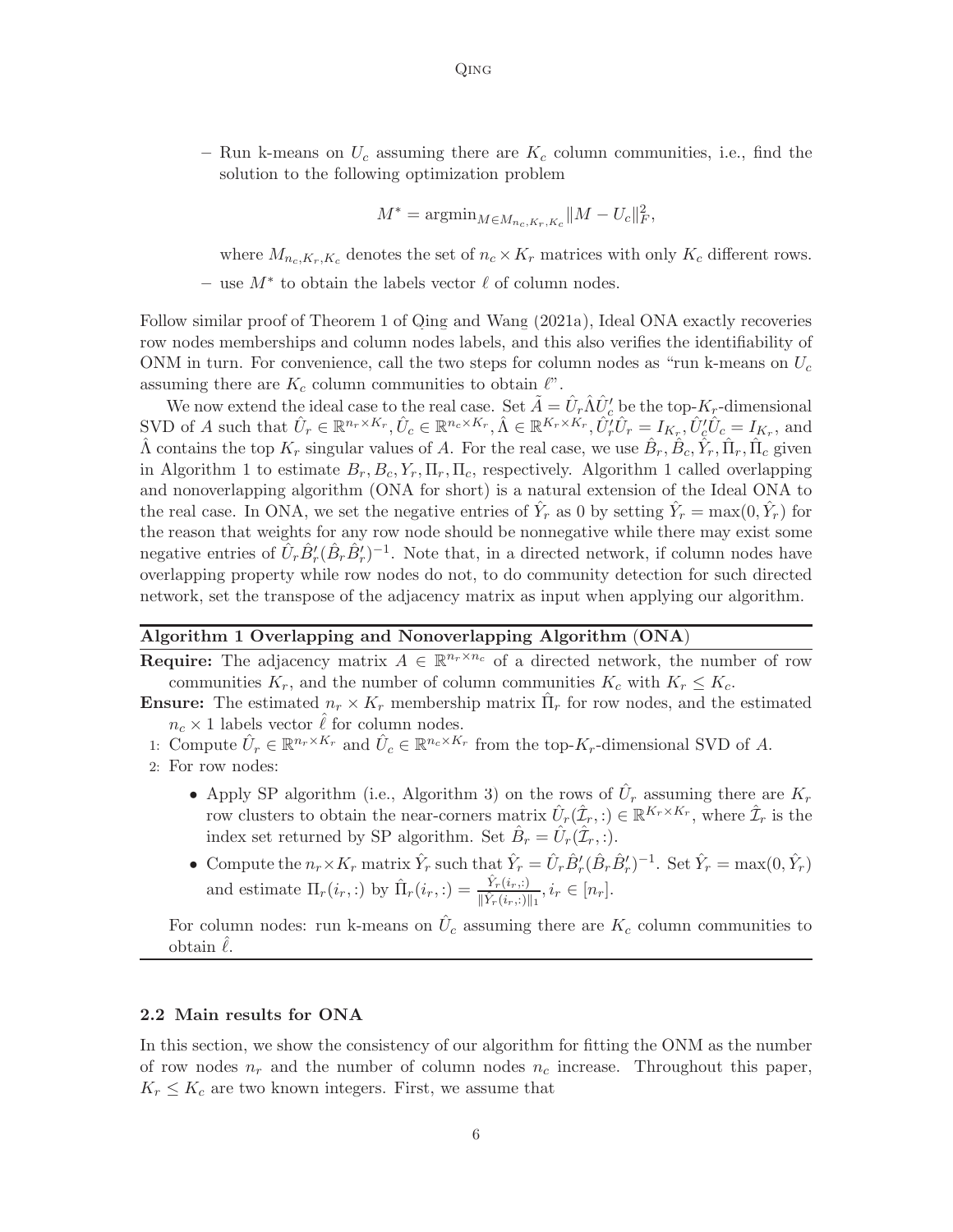– Run k-means on $U_c$ assuming there are $K_c$ column communities, i.e., find the solution to the following optimization problem

$$M^* = \mathrm{argmin}_{M \in M_{n_c,K_r,K_c}} \|M - U_c\|_F^2,$$

where $M_{n_c,K_r,K_c}$ denotes the set of $n_c \times K_r$ matrices with only $K_c$ different rows.

– use $M^*$ to obtain the labels vector $\ell$ of column nodes.

Follow similar proof of Theorem 1 of Qing and Wang (2021a), Ideal ONA exactly recoveries row nodes memberships and column nodes labels, and this also verifies the identifiability of ONM in turn. For convenience, call the two steps for column nodes as "run k-means on $U_c$ assuming there are $K_c$ column communities to obtain $\ell$".

We now extend the ideal case to the real case. Set $\tilde{A} = \hat{U}_r \hat{\Lambda} \hat{U}_c'$ be the top-$K_r$-dimensional SVD of $A$ such that $\hat{U}_r \in \mathbb{R}^{n_r \times K_r}, \hat{U}_c \in \mathbb{R}^{n_c \times K_r}, \hat{\Lambda} \in \mathbb{R}^{K_r \times K_r}, \hat{U}_r'\hat{U}_r = I_{K_r}, \hat{U}_c'\hat{U}_c = I_{K_r}$, and $\hat{\Lambda}$ contains the top $K_r$ singular values of $A$. For the real case, we use $\hat{B}_r, \hat{B}_c, \hat{Y}_r, \hat{\Pi}_r, \hat{\Pi}_c$ given in Algorithm 1 to estimate $B_r, B_c, Y_r, \Pi_r, \Pi_c$, respectively. Algorithm 1 called overlapping and nonoverlapping algorithm (ONA for short) is a natural extension of the Ideal ONA to the real case. In ONA, we set the negative entries of $\hat{Y}_r$ as 0 by setting $\hat{Y}_r = \max(0, \hat{Y}_r)$ for the reason that weights for any row node should be nonnegative while there may exist some negative entries of $\hat{U}_r \hat{B}_r'(\hat{B}_r \hat{B}_r')^{-1}$. Note that, in a directed network, if column nodes have overlapping property while row nodes do not, to do community detection for such directed network, set the transpose of the adjacency matrix as input when applying our algorithm.

---

**Algorithm 1 Overlapping and Nonoverlapping Algorithm (ONA)**

**Require:** The adjacency matrix $A \in \mathbb{R}^{n_r \times n_c}$ of a directed network, the number of row communities $K_r$, and the number of column communities $K_c$ with $K_r \leq K_c$.

**Ensure:** The estimated $n_r \times K_r$ membership matrix $\hat{\Pi}_r$ for row nodes, and the estimated $n_c \times 1$ labels vector $\hat{\ell}$ for column nodes.

1: Compute $\hat{U}_r \in \mathbb{R}^{n_r \times K_r}$ and $\hat{U}_c \in \mathbb{R}^{n_c \times K_r}$ from the top-$K_r$-dimensional SVD of $A$.

2: For row nodes:

- Apply SP algorithm (i.e., Algorithm 3) on the rows of $\hat{U}_r$ assuming there are $K_r$ row clusters to obtain the near-corners matrix $\hat{U}_r(\hat{\mathcal{I}}_r, :) \in \mathbb{R}^{K_r \times K_r}$, where $\hat{\mathcal{I}}_r$ is the index set returned by SP algorithm. Set $\hat{B}_r = \hat{U}_r(\hat{\mathcal{I}}_r, :)$.
- Compute the $n_r \times K_r$ matrix $\hat{Y}_r$ such that $\hat{Y}_r = \hat{U}_r \hat{B}_r'(\hat{B}_r \hat{B}_r')^{-1}$. Set $\hat{Y}_r = \max(0, \hat{Y}_r)$ and estimate $\Pi_r(i_r, :)$ by $\hat{\Pi}_r(i_r, :) = \frac{\hat{Y}_r(i_r, :)}{\|\hat{Y}_r(i_r, :)\|_1}, i_r \in [n_r]$.

For column nodes: run k-means on $\hat{U}_c$ assuming there are $K_c$ column communities to obtain $\hat{\ell}$.

---

### 2.2 Main results for ONA

In this section, we show the consistency of our algorithm for fitting the ONM as the number of row nodes $n_r$ and the number of column nodes $n_c$ increase. Throughout this paper, $K_r \leq K_c$ are two known integers. First, we assume that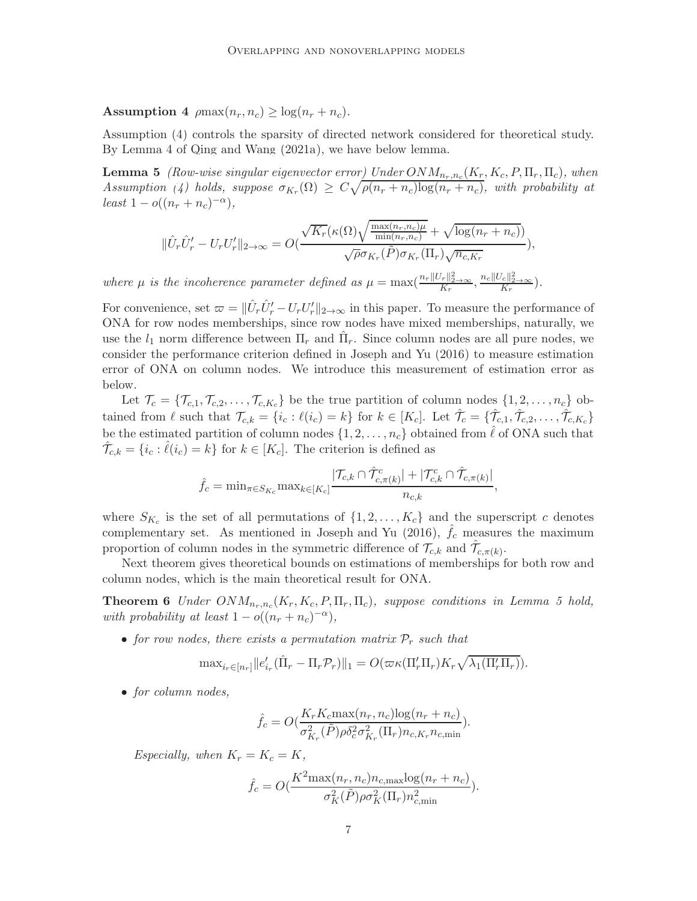**Assumption 4** $\rho\max(n_r, n_c) \geq \log(n_r + n_c)$.

Assumption (4) controls the sparsity of directed network considered for theoretical study. By Lemma 4 of Qing and Wang (2021a), we have below lemma.

**Lemma 5** *(Row-wise singular eigenvector error) Under $ONM_{n_r,n_c}(K_r, K_c, P, \Pi_r, \Pi_c)$, when Assumption (4) holds, suppose $\sigma_{K_r}(\Omega) \geq C\sqrt{\rho(n_r + n_c)\log(n_r + n_c)}$, with probability at least $1 - o((n_r + n_c)^{-\alpha})$,*

$$\|\hat{U}_r\hat{U}_r' - U_rU_r'\|_{2\to\infty} = O\left(\frac{\sqrt{K_r}(\kappa(\Omega)\sqrt{\frac{\max(n_r,n_c)\mu}{\min(n_r,n_c)}} + \sqrt{\log(n_r + n_c)})}{\sqrt{\rho}\sigma_{K_r}(\tilde{P})\sigma_{K_r}(\Pi_r)\sqrt{n_{c,K_r}}}\right),$$

*where $\mu$ is the incoherence parameter defined as $\mu = \max(\frac{n_r\|U_r\|^2_{2\to\infty}}{K_r}, \frac{n_c\|U_c\|^2_{2\to\infty}}{K_r})$.*

For convenience, set $\varpi = \|\hat{U}_r\hat{U}_r' - U_rU_r'\|_{2\to\infty}$ in this paper. To measure the performance of ONA for row nodes memberships, since row nodes have mixed memberships, naturally, we use the $l_1$ norm difference between $\Pi_r$ and $\hat{\Pi}_r$. Since column nodes are all pure nodes, we consider the performance criterion defined in Joseph and Yu (2016) to measure estimation error of ONA on column nodes. We introduce this measurement of estimation error as below.

Let $\mathcal{T}_c = \{\mathcal{T}_{c,1}, \mathcal{T}_{c,2}, \ldots, \mathcal{T}_{c,K_c}\}$ be the true partition of column nodes $\{1, 2, \ldots, n_c\}$ obtained from $\ell$ such that $\mathcal{T}_{c,k} = \{i_c : \ell(i_c) = k\}$ for $k \in [K_c]$. Let $\hat{\mathcal{T}}_c = \{\hat{\mathcal{T}}_{c,1}, \hat{\mathcal{T}}_{c,2}, \ldots, \hat{\mathcal{T}}_{c,K_c}\}$ be the estimated partition of column nodes $\{1, 2, \ldots, n_c\}$ obtained from $\hat{\ell}$ of ONA such that $\hat{\mathcal{T}}_{c,k} = \{i_c : \hat{\ell}(i_c) = k\}$ for $k \in [K_c]$. The criterion is defined as

$$\hat{f}_c = \min_{\pi\in S_{K_c}}\max_{k\in[K_c]}\frac{|\mathcal{T}_{c,k} \cap \hat{\mathcal{T}}^c_{c,\pi(k)}| + |\mathcal{T}^c_{c,k} \cap \hat{\mathcal{T}}_{c,\pi(k)}|}{n_{c,k}},$$

where $S_{K_c}$ is the set of all permutations of $\{1, 2, \ldots, K_c\}$ and the superscript $c$ denotes complementary set. As mentioned in Joseph and Yu (2016), $\hat{f}_c$ measures the maximum proportion of column nodes in the symmetric difference of $\mathcal{T}_{c,k}$ and $\hat{\mathcal{T}}_{c,\pi(k)}$.

Next theorem gives theoretical bounds on estimations of memberships for both row and column nodes, which is the main theoretical result for ONA.

**Theorem 6** *Under $ONM_{n_r,n_c}(K_r, K_c, P, \Pi_r, \Pi_c)$, suppose conditions in Lemma 5 hold, with probability at least $1 - o((n_r + n_c)^{-\alpha})$,*

- *for row nodes, there exists a permutation matrix $\mathcal{P}_r$ such that*

$$\max_{i_r\in[n_r]}\|e'_{i_r}(\hat{\Pi}_r - \Pi_r\mathcal{P}_r)\|_1 = O(\varpi\kappa(\Pi_r'\Pi_r)K_r\sqrt{\lambda_1(\Pi_r'\Pi_r)}).$$

- *for column nodes,*

$$\hat{f}_c = O\left(\frac{K_rK_c\max(n_r, n_c)\log(n_r + n_c)}{\sigma^2_{K_r}(\tilde{P})\rho\delta_c^2\sigma^2_{K_r}(\Pi_r)n_{c,K_r}n_{c,\min}}\right).$$

*Especially, when $K_r = K_c = K$,*

$$\hat{f}_c = O\left(\frac{K^2\max(n_r, n_c)n_{c,\max}\log(n_r + n_c)}{\sigma^2_K(\tilde{P})\rho\sigma^2_K(\Pi_r)n^2_{c,\min}}\right).$$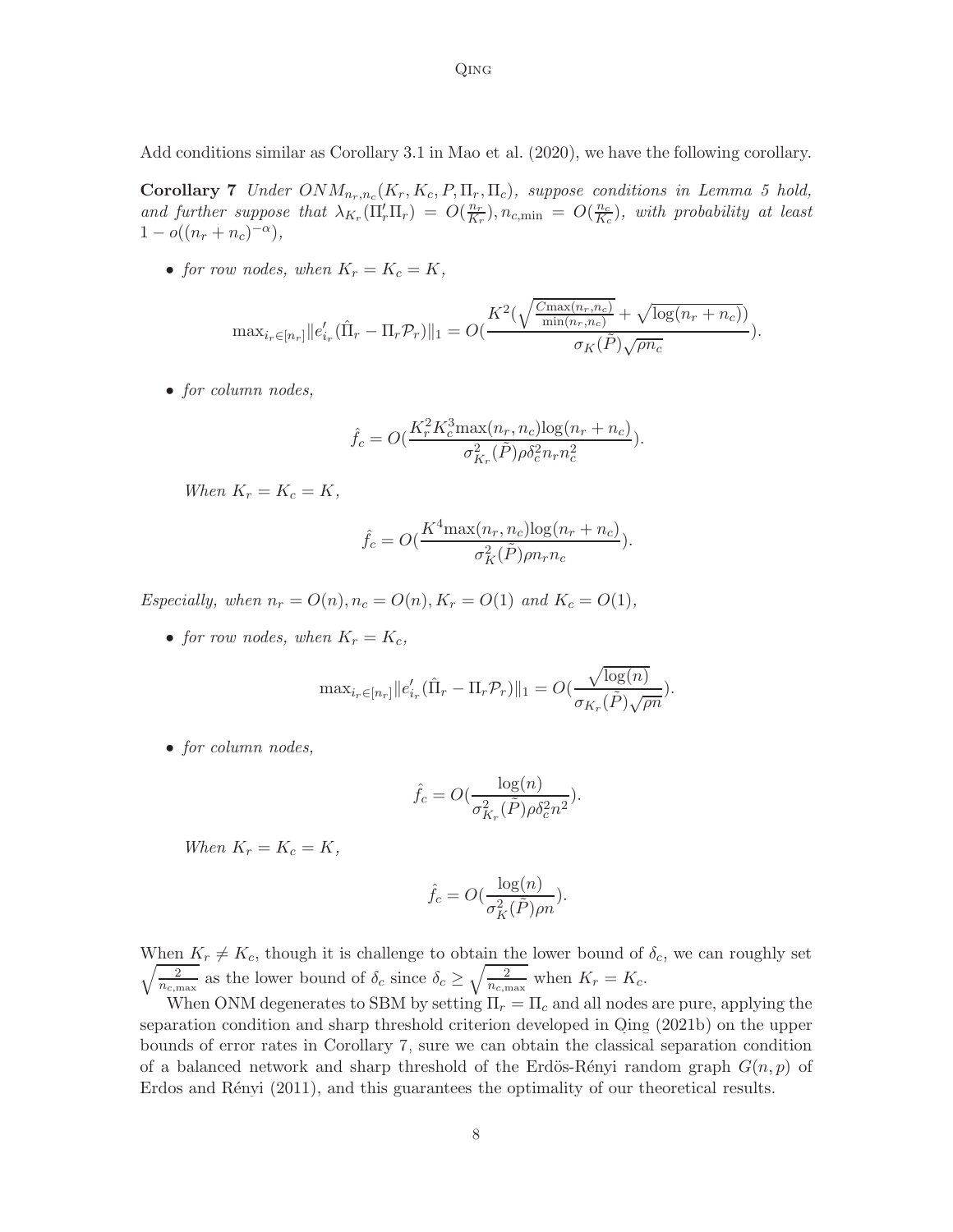Add conditions similar as Corollary 3.1 in Mao et al. (2020), we have the following corollary.

**Corollary 7** *Under $ONM_{n_r,n_c}(K_r, K_c, P, \Pi_r, \Pi_c)$, suppose conditions in Lemma 5 hold, and further suppose that $\lambda_{K_r}(\Pi_r'\Pi_r) = O(\frac{n_r}{K_r}), n_{c,\min} = O(\frac{n_c}{K_c})$, with probability at least $1 - o((n_r + n_c)^{-\alpha})$,*

- *for row nodes, when $K_r = K_c = K$,*

$$\max_{i_r \in [n_r]} \|e_{i_r}'(\hat{\Pi}_r - \Pi_r \mathcal{P}_r)\|_1 = O(\frac{K^2(\sqrt{\frac{C\max(n_r,n_c)}{\min(n_r,n_c)}} + \sqrt{\log(n_r+n_c)})}{\sigma_K(\tilde{P})\sqrt{\rho n_c}}).$$

- *for column nodes,*

$$\hat{f}_c = O(\frac{K_r^2 K_c^3 \max(n_r,n_c)\log(n_r+n_c)}{\sigma_{K_r}^2(\tilde{P})\rho\delta_c^2 n_r n_c^2}).$$

*When $K_r = K_c = K$,*

$$\hat{f}_c = O(\frac{K^4 \max(n_r,n_c)\log(n_r+n_c)}{\sigma_K^2(\tilde{P})\rho n_r n_c}).$$

*Especially, when $n_r = O(n), n_c = O(n), K_r = O(1)$ and $K_c = O(1)$,*

- *for row nodes, when $K_r = K_c$,*

$$\max_{i_r \in [n_r]} \|e_{i_r}'(\hat{\Pi}_r - \Pi_r \mathcal{P}_r)\|_1 = O(\frac{\sqrt{\log(n)}}{\sigma_{K_r}(\tilde{P})\sqrt{\rho n}}).$$

- *for column nodes,*

$$\hat{f}_c = O(\frac{\log(n)}{\sigma_{K_r}^2(\tilde{P})\rho\delta_c^2 n^2}).$$

*When $K_r = K_c = K$,*

$$\hat{f}_c = O(\frac{\log(n)}{\sigma_K^2(\tilde{P})\rho n}).$$

When $K_r \neq K_c$, though it is challenge to obtain the lower bound of $\delta_c$, we can roughly set $\sqrt{\frac{2}{n_{c,\max}}}$ as the lower bound of $\delta_c$ since $\delta_c \geq \sqrt{\frac{2}{n_{c,\max}}}$ when $K_r = K_c$.

When ONM degenerates to SBM by setting $\Pi_r = \Pi_c$ and all nodes are pure, applying the separation condition and sharp threshold criterion developed in Qing (2021b) on the upper bounds of error rates in Corollary 7, sure we can obtain the classical separation condition of a balanced network and sharp threshold of the Erdös-Rényi random graph $G(n,p)$ of Erdos and Rényi (2011), and this guarantees the optimality of our theoretical results.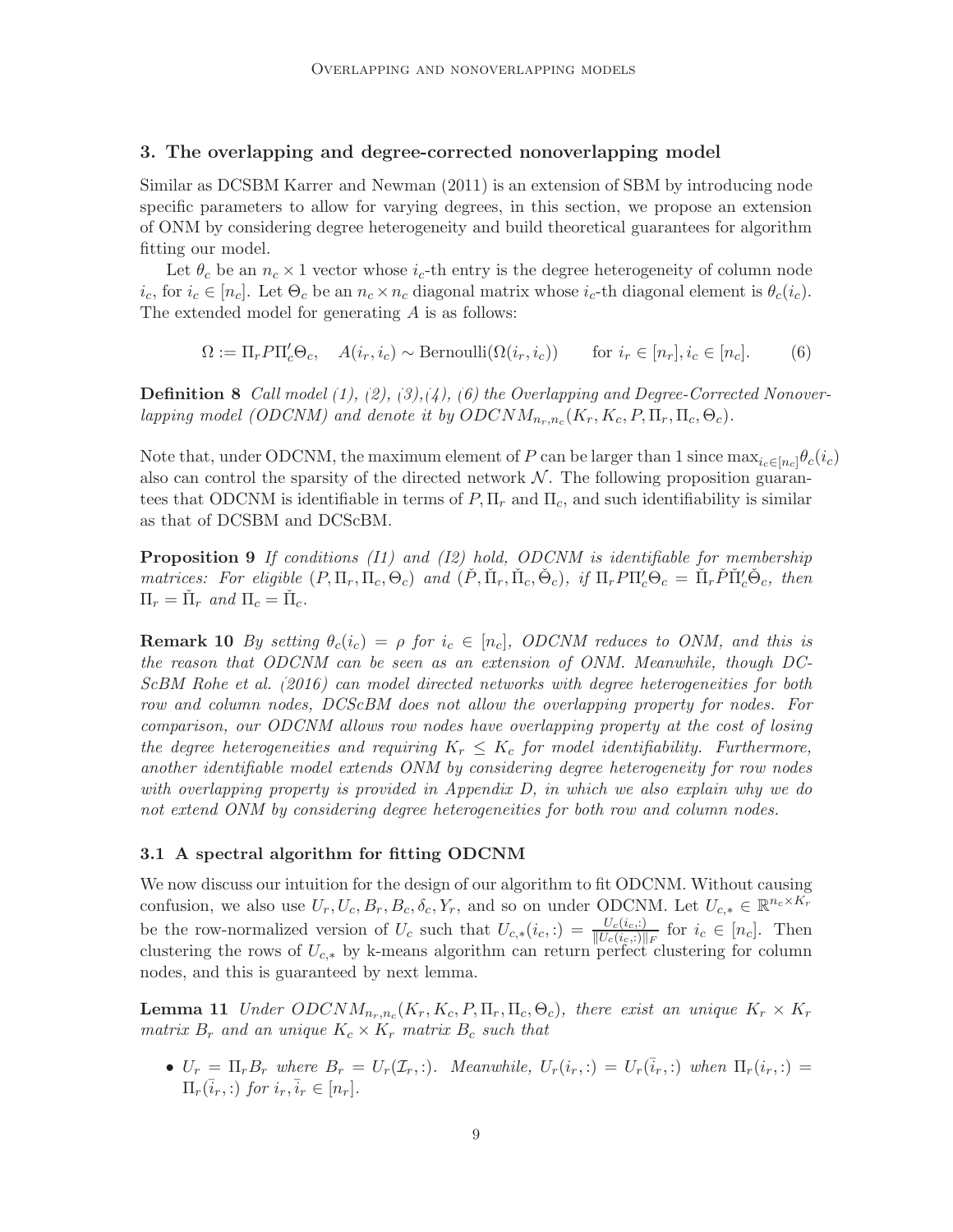## 3. The overlapping and degree-corrected nonoverlapping model

Similar as DCSBM Karrer and Newman (2011) is an extension of SBM by introducing node specific parameters to allow for varying degrees, in this section, we propose an extension of ONM by considering degree heterogeneity and build theoretical guarantees for algorithm fitting our model.

Let $\theta_c$ be an $n_c \times 1$ vector whose $i_c$-th entry is the degree heterogeneity of column node $i_c$, for $i_c \in [n_c]$. Let $\Theta_c$ be an $n_c \times n_c$ diagonal matrix whose $i_c$-th diagonal element is $\theta_c(i_c)$. The extended model for generating $A$ is as follows:

$$\Omega := \Pi_r P \Pi_c' \Theta_c, \quad A(i_r, i_c) \sim \text{Bernoulli}(\Omega(i_r, i_c)) \qquad \text{for } i_r \in [n_r], i_c \in [n_c]. \tag{6}$$

**Definition 8** *Call model (1), (2), (3),(4), (6) the Overlapping and Degree-Corrected Nonoverlapping model (ODCNM) and denote it by $ODCNM_{n_r,n_c}(K_r, K_c, P, \Pi_r, \Pi_c, \Theta_c)$.*

Note that, under ODCNM, the maximum element of $P$ can be larger than 1 since $\max_{i_c \in [n_c]} \theta_c(i_c)$ also can control the sparsity of the directed network $\mathcal{N}$. The following proposition guarantees that ODCNM is identifiable in terms of $P, \Pi_r$ and $\Pi_c$, and such identifiability is similar as that of DCSBM and DCScBM.

**Proposition 9** *If conditions (I1) and (I2) hold, ODCNM is identifiable for membership matrices: For eligible $(P, \Pi_r, \Pi_c, \Theta_c)$ and $(\check{P}, \check{\Pi}_r, \check{\Pi}_c, \check{\Theta}_c)$, if $\Pi_r P \Pi_c' \Theta_c = \check{\Pi}_r \check{P} \check{\Pi}_c' \check{\Theta}_c$, then $\Pi_r = \check{\Pi}_r$ and $\Pi_c = \check{\Pi}_c$.*

**Remark 10** *By setting $\theta_c(i_c) = \rho$ for $i_c \in [n_c]$, ODCNM reduces to ONM, and this is the reason that ODCNM can be seen as an extension of ONM. Meanwhile, though DCScBM Rohe et al. (2016) can model directed networks with degree heterogeneities for both row and column nodes, DCScBM does not allow the overlapping property for nodes. For comparison, our ODCNM allows row nodes have overlapping property at the cost of losing the degree heterogeneities and requiring $K_r \leq K_c$ for model identifiability. Furthermore, another identifiable model extends ONM by considering degree heterogeneity for row nodes with overlapping property is provided in Appendix D, in which we also explain why we do not extend ONM by considering degree heterogeneities for both row and column nodes.*

### 3.1 A spectral algorithm for fitting ODCNM

We now discuss our intuition for the design of our algorithm to fit ODCNM. Without causing confusion, we also use $U_r, U_c, B_r, B_c, \delta_c, Y_r$, and so on under ODCNM. Let $U_{c,*} \in \mathbb{R}^{n_c \times K_r}$ be the row-normalized version of $U_c$ such that $U_{c,*}(i_c, :) = \frac{U_c(i_c,:)}{\|U_c(i_c,:)\|_F}$ for $i_c \in [n_c]$. Then clustering the rows of $U_{c,*}$ by k-means algorithm can return perfect clustering for column nodes, and this is guaranteed by next lemma.

**Lemma 11** *Under $ODCNM_{n_r,n_c}(K_r, K_c, P, \Pi_r, \Pi_c, \Theta_c)$, there exist an unique $K_r \times K_r$ matrix $B_r$ and an unique $K_c \times K_r$ matrix $B_c$ such that*

- *$U_r = \Pi_r B_r$ where $B_r = U_r(\mathcal{I}_r, :)$. Meanwhile, $U_r(i_r, :) = U_r(\bar{i}_r, :)$ when $\Pi_r(i_r, :) = \Pi_r(\bar{i}_r, :)$ for $i_r, \bar{i}_r \in [n_r]$.*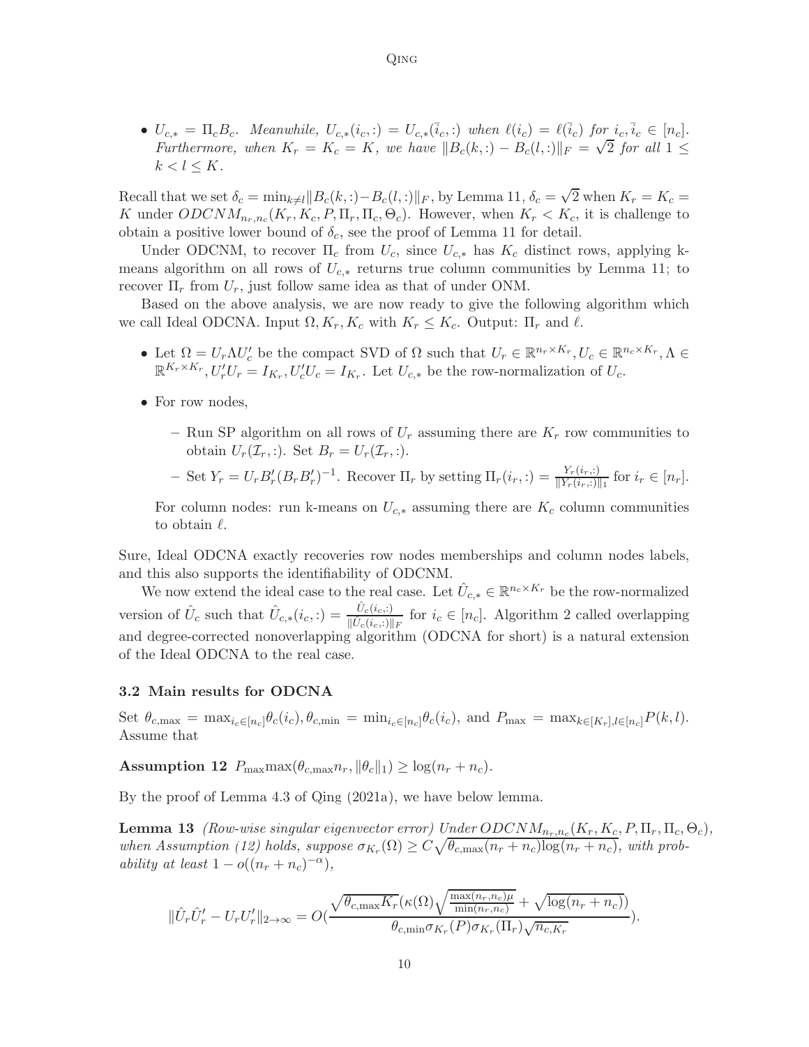- $U_{c,*} = \Pi_c B_c$. *Meanwhile,* $U_{c,*}(i_c,:) = U_{c,*}(\bar{i}_c,:)$ *when* $\ell(i_c) = \ell(\bar{i}_c)$ *for* $i_c, \bar{i}_c \in [n_c]$. *Furthermore, when* $K_r = K_c = K$*, we have* $\|B_c(k,:) - B_c(l,:)\|_F = \sqrt{2}$ *for all* $1 \leq k < l \leq K$.

Recall that we set $\delta_c = \min_{k\neq l}\|B_c(k,:)-B_c(l,:)\|_F$, by Lemma 11, $\delta_c = \sqrt{2}$ when $K_r = K_c = K$ under $ODCNM_{n_r,n_c}(K_r, K_c, P, \Pi_r, \Pi_c, \Theta_c)$. However, when $K_r < K_c$, it is challenge to obtain a positive lower bound of $\delta_c$, see the proof of Lemma 11 for detail.

Under ODCNM, to recover $\Pi_c$ from $U_c$, since $U_{c,*}$ has $K_c$ distinct rows, applying k-means algorithm on all rows of $U_{c,*}$ returns true column communities by Lemma 11; to recover $\Pi_r$ from $U_r$, just follow same idea as that of under ONM.

Based on the above analysis, we are now ready to give the following algorithm which we call Ideal ODCNA. Input $\Omega, K_r, K_c$ with $K_r \leq K_c$. Output: $\Pi_r$ and $\ell$.

- Let $\Omega = U_r \Lambda U_c'$ be the compact SVD of $\Omega$ such that $U_r \in \mathbb{R}^{n_r\times K_r}, U_c \in \mathbb{R}^{n_c\times K_r}, \Lambda \in \mathbb{R}^{K_r\times K_r}, U_r'U_r = I_{K_r}, U_c'U_c = I_{K_r}$. Let $U_{c,*}$ be the row-normalization of $U_c$.
- For row nodes,
  - Run SP algorithm on all rows of $U_r$ assuming there are $K_r$ row communities to obtain $U_r(\mathcal{I}_r,:)$. Set $B_r = U_r(\mathcal{I}_r,:)$.
  - Set $Y_r = U_r B_r'(B_r B_r')^{-1}$. Recover $\Pi_r$ by setting $\Pi_r(i_r,:) = \frac{Y_r(i_r,:)}{\|Y_r(i_r,:)\|_1}$ for $i_r \in [n_r]$.

  For column nodes: run k-means on $U_{c,*}$ assuming there are $K_c$ column communities to obtain $\ell$.

Sure, Ideal ODCNA exactly recoveries row nodes memberships and column nodes labels, and this also supports the identifiability of ODCNM.

We now extend the ideal case to the real case. Let $\hat{U}_{c,*} \in \mathbb{R}^{n_c\times K_r}$ be the row-normalized version of $\hat{U}_c$ such that $\hat{U}_{c,*}(i_c,:) = \frac{\hat{U}_c(i_c,:)}{\|\hat{U}_c(i_c,:)\|_F}$ for $i_c \in [n_c]$. Algorithm 2 called overlapping and degree-corrected nonoverlapping algorithm (ODCNA for short) is a natural extension of the Ideal ODCNA to the real case.

### 3.2 Main results for ODCNA

Set $\theta_{c,\max} = \max_{i_c\in[n_c]}\theta_c(i_c), \theta_{c,\min} = \min_{i_c\in[n_c]}\theta_c(i_c)$, and $P_{\max} = \max_{k\in[K_r],l\in[n_c]}P(k,l)$. Assume that

**Assumption 12** $P_{\max}\max(\theta_{c,\max}n_r, \|\theta_c\|_1) \geq \log(n_r + n_c)$.

By the proof of Lemma 4.3 of Qing (2021a), we have below lemma.

**Lemma 13** *(Row-wise singular eigenvector error) Under* $ODCNM_{n_r,n_c}(K_r, K_c, P, \Pi_r, \Pi_c, \Theta_c)$*, when Assumption (12) holds, suppose* $\sigma_{K_r}(\Omega) \geq C\sqrt{\theta_{c,\max}(n_r + n_c)\log(n_r + n_c)}$*, with probability at least* $1 - o((n_r + n_c)^{-\alpha})$*,*

$$\|\hat{U}_r\hat{U}_r' - U_rU_r'\|_{2\to\infty} = O\Big(\frac{\sqrt{\theta_{c,\max}K_r}(\kappa(\Omega)\sqrt{\frac{\max(n_r,n_c)\mu}{\min(n_r,n_c)}} + \sqrt{\log(n_r + n_c)})}{\theta_{c,\min}\sigma_{K_r}(P)\sigma_{K_r}(\Pi_r)\sqrt{n_{c,K_r}}}\Big).$$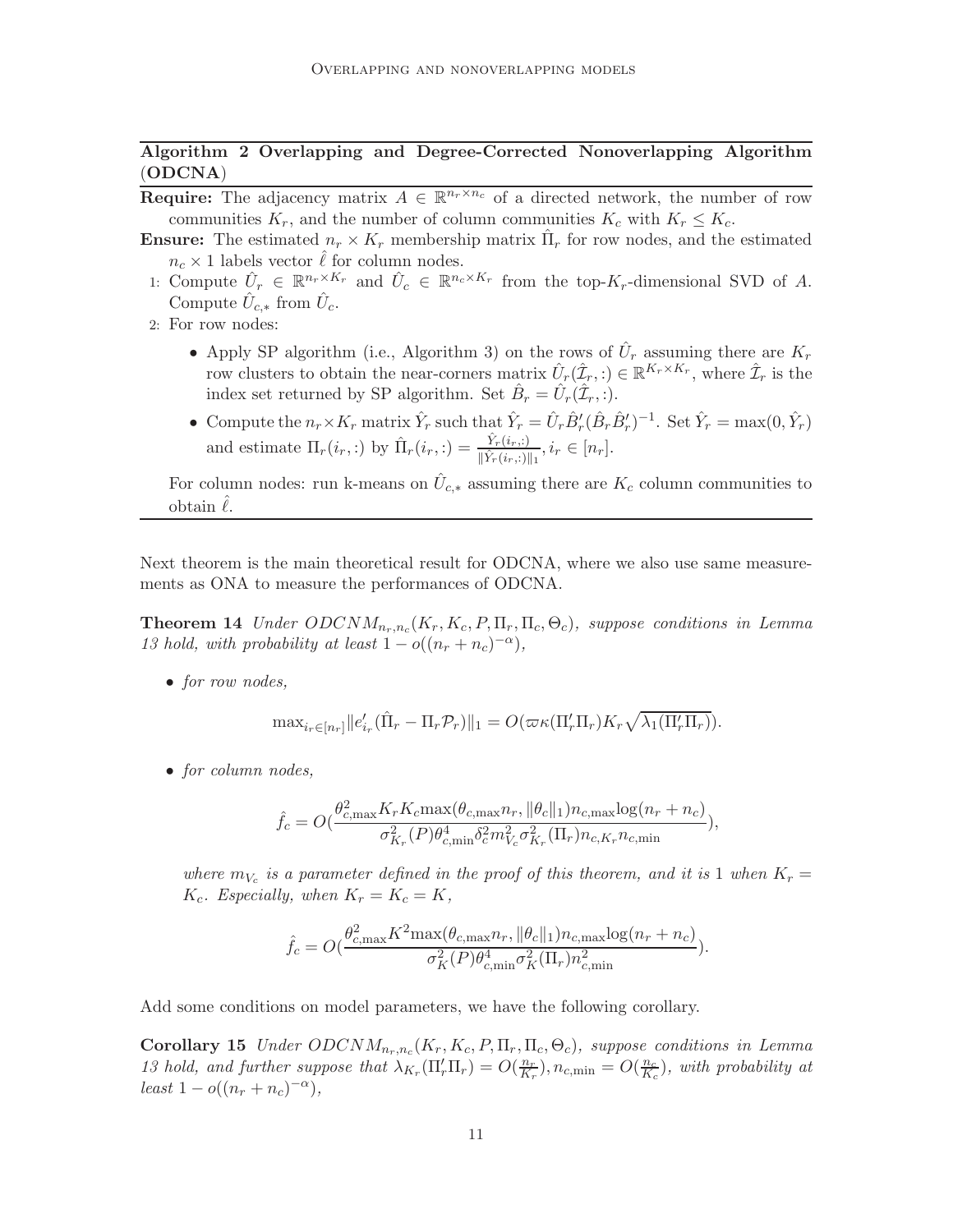**Algorithm 2 Overlapping and Degree-Corrected Nonoverlapping Algorithm (ODCNA)**

**Require:** The adjacency matrix $A \in \mathbb{R}^{n_r \times n_c}$ of a directed network, the number of row communities $K_r$, and the number of column communities $K_c$ with $K_r \leq K_c$.

**Ensure:** The estimated $n_r \times K_r$ membership matrix $\hat{\Pi}_r$ for row nodes, and the estimated $n_c \times 1$ labels vector $\hat{\ell}$ for column nodes.

1: Compute $\hat{U}_r \in \mathbb{R}^{n_r \times K_r}$ and $\hat{U}_c \in \mathbb{R}^{n_c \times K_r}$ from the top-$K_r$-dimensional SVD of $A$. Compute $\hat{U}_{c,*}$ from $\hat{U}_c$.

2: For row nodes:

- Apply SP algorithm (i.e., Algorithm 3) on the rows of $\hat{U}_r$ assuming there are $K_r$ row clusters to obtain the near-corners matrix $\hat{U}_r(\hat{\mathcal{I}}_r,:) \in \mathbb{R}^{K_r \times K_r}$, where $\hat{\mathcal{I}}_r$ is the index set returned by SP algorithm. Set $\hat{B}_r = \hat{U}_r(\hat{\mathcal{I}}_r,:)$.
- Compute the $n_r \times K_r$ matrix $\hat{Y}_r$ such that $\hat{Y}_r = \hat{U}_r \hat{B}'_r(\hat{B}_r \hat{B}'_r)^{-1}$. Set $\hat{Y}_r = \max(0, \hat{Y}_r)$ and estimate $\Pi_r(i_r,:)$ by $\hat{\Pi}_r(i_r,:) = \frac{\hat{Y}_r(i_r,:)}{\|\hat{Y}_r(i_r,:)\|_1}, i_r \in [n_r]$.

For column nodes: run k-means on $\hat{U}_{c,*}$ assuming there are $K_c$ column communities to obtain $\hat{\ell}$.

Next theorem is the main theoretical result for ODCNA, where we also use same measurements as ONA to measure the performances of ODCNA.

**Theorem 14** *Under $ODCNM_{n_r,n_c}(K_r, K_c, P, \Pi_r, \Pi_c, \Theta_c)$, suppose conditions in Lemma 13 hold, with probability at least $1 - o((n_r + n_c)^{-\alpha})$,*

- *for row nodes,*

$$\max_{i_r \in [n_r]} \|e'_{i_r}(\hat{\Pi}_r - \Pi_r \mathcal{P}_r)\|_1 = O(\varpi \kappa(\Pi'_r \Pi_r) K_r \sqrt{\lambda_1(\Pi'_r \Pi_r)}).$$

- *for column nodes,*

$$\hat{f}_c = O(\frac{\theta^2_{c,\max} K_r K_c \max(\theta_{c,\max} n_r, \|\theta_c\|_1) n_{c,\max} \log(n_r + n_c)}{\sigma^2_{K_r}(P) \theta^4_{c,\min} \delta^2_c m^2_{V_c} \sigma^2_{K_r}(\Pi_r) n_{c,K_r} n_{c,\min}}),$$

*where $m_{V_c}$ is a parameter defined in the proof of this theorem, and it is 1 when $K_r = K_c$. Especially, when $K_r = K_c = K$,*

$$\hat{f}_c = O(\frac{\theta^2_{c,\max} K^2 \max(\theta_{c,\max} n_r, \|\theta_c\|_1) n_{c,\max} \log(n_r + n_c)}{\sigma^2_K(P) \theta^4_{c,\min} \sigma^2_K(\Pi_r) n^2_{c,\min}}).$$

Add some conditions on model parameters, we have the following corollary.

**Corollary 15** *Under $ODCNM_{n_r,n_c}(K_r, K_c, P, \Pi_r, \Pi_c, \Theta_c)$, suppose conditions in Lemma 13 hold, and further suppose that $\lambda_{K_r}(\Pi'_r \Pi_r) = O(\frac{n_r}{K_r}), n_{c,\min} = O(\frac{n_c}{K_c})$, with probability at least $1 - o((n_r + n_c)^{-\alpha})$,*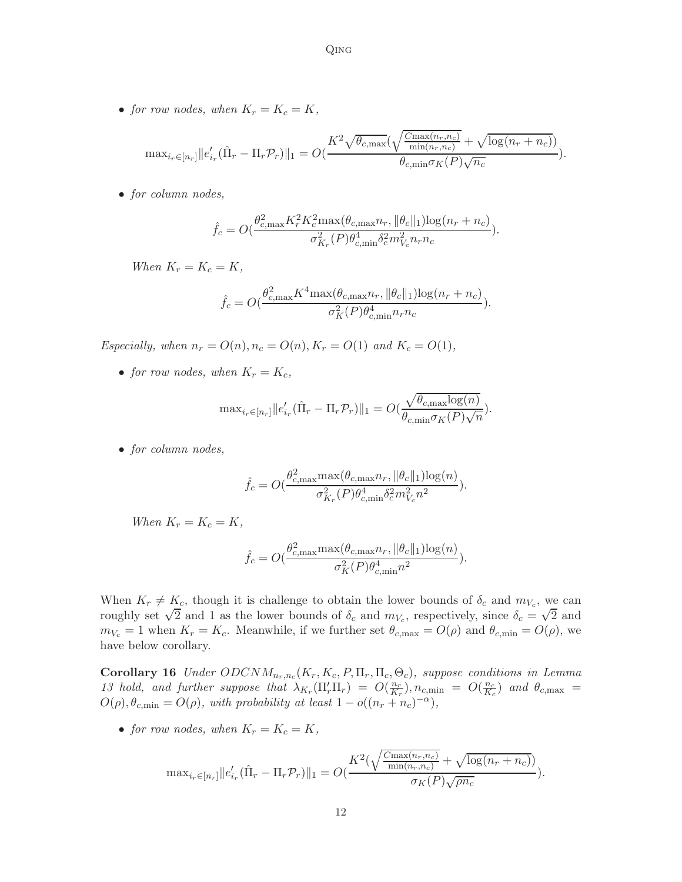- *for row nodes, when $K_r = K_c = K$,*

$$\max_{i_r\in[n_r]}\|e'_{i_r}(\hat{\Pi}_r-\Pi_r\mathcal{P}_r)\|_1 = O(\frac{K^2\sqrt{\theta_{c,\max}}(\sqrt{\frac{C\max(n_r,n_c)}{\min(n_r,n_c)}}+\sqrt{\log(n_r+n_c)})}{\theta_{c,\min}\sigma_K(P)\sqrt{n_c}}).$$

- *for column nodes,*

$$\hat{f}_c = O(\frac{\theta^2_{c,\max}K_r^2K_c^2\max(\theta_{c,\max}n_r,\|\theta_c\|_1)\log(n_r+n_c)}{\sigma^2_{K_r}(P)\theta^4_{c,\min}\delta_c^2m^2_{V_c}n_rn_c}).$$

*When $K_r = K_c = K$,*

$$\hat{f}_c = O(\frac{\theta^2_{c,\max}K^4\max(\theta_{c,\max}n_r,\|\theta_c\|_1)\log(n_r+n_c)}{\sigma^2_{K}(P)\theta^4_{c,\min}n_rn_c}).$$

*Especially, when $n_r = O(n), n_c = O(n), K_r = O(1)$ and $K_c = O(1)$,*

- *for row nodes, when $K_r = K_c$,*

$$\max_{i_r\in[n_r]}\|e'_{i_r}(\hat{\Pi}_r-\Pi_r\mathcal{P}_r)\|_1 = O(\frac{\sqrt{\theta_{c,\max}\log(n)}}{\theta_{c,\min}\sigma_K(P)\sqrt{n}}).$$

- *for column nodes,*

$$\hat{f}_c = O(\frac{\theta^2_{c,\max}\max(\theta_{c,\max}n_r,\|\theta_c\|_1)\log(n)}{\sigma^2_{K_r}(P)\theta^4_{c,\min}\delta_c^2m^2_{V_c}n^2}).$$

*When $K_r = K_c = K$,*

$$\hat{f}_c = O(\frac{\theta^2_{c,\max}\max(\theta_{c,\max}n_r,\|\theta_c\|_1)\log(n)}{\sigma^2_{K}(P)\theta^4_{c,\min}n^2}).$$

When $K_r \neq K_c$, though it is challenge to obtain the lower bounds of $\delta_c$ and $m_{V_c}$, we can roughly set $\sqrt{2}$ and 1 as the lower bounds of $\delta_c$ and $m_{V_c}$, respectively, since $\delta_c = \sqrt{2}$ and $m_{V_c} = 1$ when $K_r = K_c$. Meanwhile, if we further set $\theta_{c,\max} = O(\rho)$ and $\theta_{c,\min} = O(\rho)$, we have below corollary.

**Corollary 16** *Under $ODCNM_{n_r,n_c}(K_r,K_c,P,\Pi_r,\Pi_c,\Theta_c)$, suppose conditions in Lemma 13 hold, and further suppose that $\lambda_{K_r}(\Pi'_r\Pi_r) = O(\frac{n_r}{K_r}), n_{c,\min} = O(\frac{n_c}{K_c})$ and $\theta_{c,\max} = O(\rho), \theta_{c,\min} = O(\rho)$, with probability at least $1-o((n_r+n_c)^{-\alpha})$,*

- *for row nodes, when $K_r = K_c = K$,*

$$\max_{i_r\in[n_r]}\|e'_{i_r}(\hat{\Pi}_r-\Pi_r\mathcal{P}_r)\|_1 = O(\frac{K^2(\sqrt{\frac{C\max(n_r,n_c)}{\min(n_r,n_c)}}+\sqrt{\log(n_r+n_c)})}{\sigma_K(P)\sqrt{\rho n_c}}).$$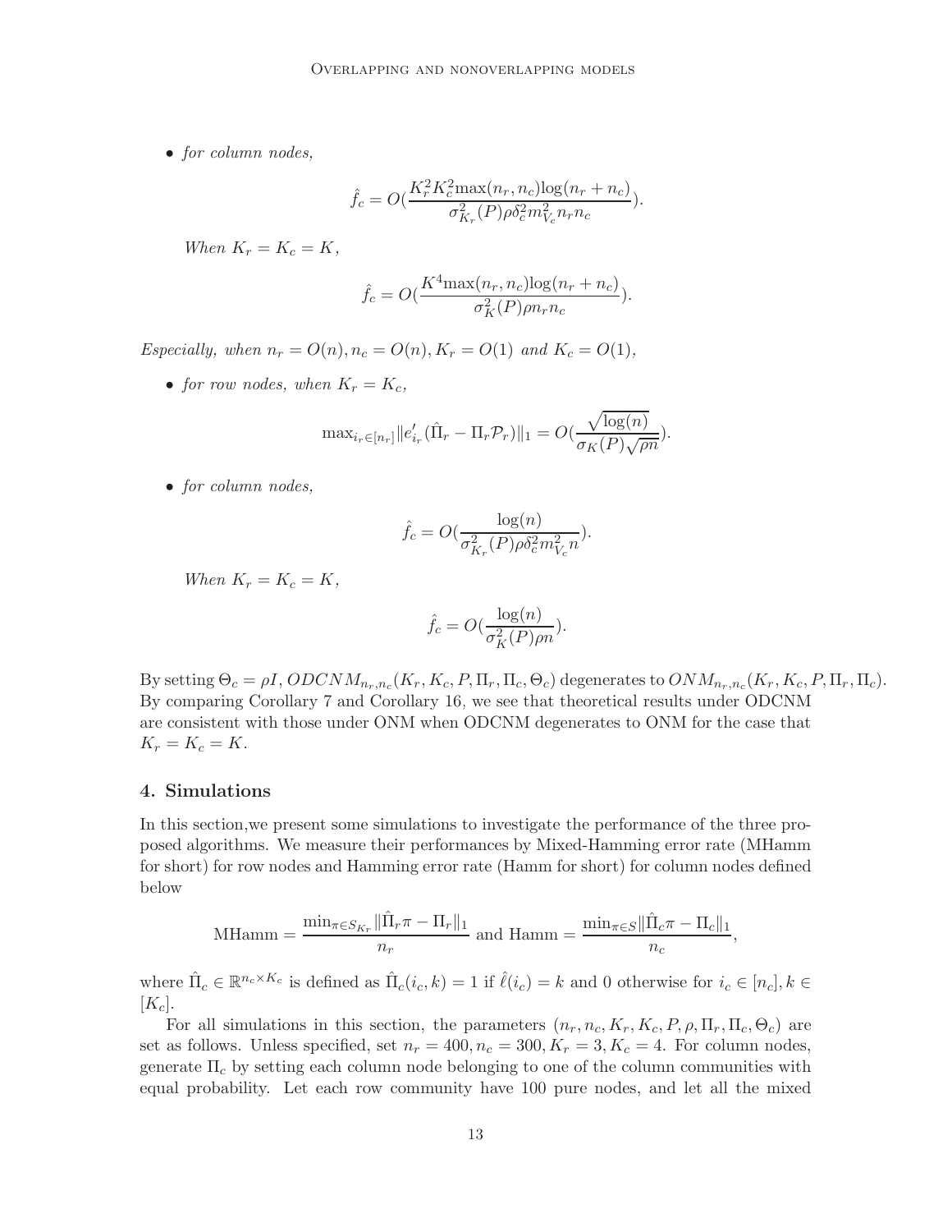- *for column nodes,*

$$\hat{f}_c = O(\frac{K_r^2 K_c^2 \max(n_r, n_c)\log(n_r + n_c)}{\sigma^2_{K_r}(P)\rho\delta_c^2 m^2_{V_c} n_r n_c}).$$

*When $K_r = K_c = K$,*

$$\hat{f}_c = O(\frac{K^4 \max(n_r, n_c)\log(n_r + n_c)}{\sigma^2_K(P)\rho n_r n_c}).$$

*Especially, when $n_r = O(n), n_c = O(n), K_r = O(1)$ and $K_c = O(1)$,*

- *for row nodes, when $K_r = K_c$,*

$$\max_{i_r \in [n_r]} \|e'_{i_r}(\hat{\Pi}_r - \Pi_r \mathcal{P}_r)\|_1 = O(\frac{\sqrt{\log(n)}}{\sigma_K(P)\sqrt{\rho n}}).$$

- *for column nodes,*

$$\hat{f}_c = O(\frac{\log(n)}{\sigma^2_{K_r}(P)\rho\delta_c^2 m^2_{V_c} n}).$$

*When $K_r = K_c = K$,*

$$\hat{f}_c = O(\frac{\log(n)}{\sigma^2_K(P)\rho n}).$$

By setting $\Theta_c = \rho I$, $ODCNM_{n_r,n_c}(K_r, K_c, P, \Pi_r, \Pi_c, \Theta_c)$ degenerates to $ONM_{n_r,n_c}(K_r, K_c, P, \Pi_r, \Pi_c)$. By comparing Corollary 7 and Corollary 16, we see that theoretical results under ODCNM are consistent with those under ONM when ODCNM degenerates to ONM for the case that $K_r = K_c = K$.

## 4. Simulations

In this section,we present some simulations to investigate the performance of the three proposed algorithms. We measure their performances by Mixed-Hamming error rate (MHamm for short) for row nodes and Hamming error rate (Hamm for short) for column nodes defined below

$$\text{MHamm} = \frac{\min_{\pi \in S_{K_r}} \|\hat{\Pi}_r \pi - \Pi_r\|_1}{n_r} \text{ and Hamm} = \frac{\min_{\pi \in S} \|\hat{\Pi}_c \pi - \Pi_c\|_1}{n_c},$$

where $\hat{\Pi}_c \in \mathbb{R}^{n_c \times K_c}$ is defined as $\hat{\Pi}_c(i_c, k) = 1$ if $\hat{\ell}(i_c) = k$ and 0 otherwise for $i_c \in [n_c], k \in [K_c]$.

For all simulations in this section, the parameters $(n_r, n_c, K_r, K_c, P, \rho, \Pi_r, \Pi_c, \Theta_c)$ are set as follows. Unless specified, set $n_r = 400, n_c = 300, K_r = 3, K_c = 4$. For column nodes, generate $\Pi_c$ by setting each column node belonging to one of the column communities with equal probability. Let each row community have 100 pure nodes, and let all the mixed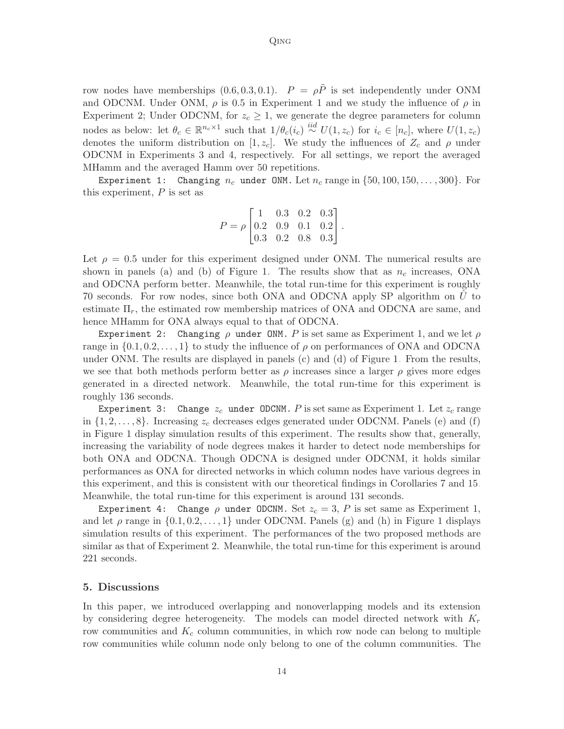row nodes have memberships $(0.6, 0.3, 0.1)$. $P = \rho\tilde{P}$ is set independently under ONM and ODCNM. Under ONM, $\rho$ is 0.5 in Experiment 1 and we study the influence of $\rho$ in Experiment 2; Under ODCNM, for $z_c \geq 1$, we generate the degree parameters for column nodes as below: let $\theta_c \in \mathbb{R}^{n_c \times 1}$ such that $1/\theta_c(i_c) \overset{iid}{\sim} U(1, z_c)$ for $i_c \in [n_c]$, where $U(1, z_c)$ denotes the uniform distribution on $[1, z_c]$. We study the influences of $Z_c$ and $\rho$ under ODCNM in Experiments 3 and 4, respectively. For all settings, we report the averaged MHamm and the averaged Hamm over 50 repetitions.

`Experiment 1: Changing` $n_c$ `under ONM.` Let $n_c$ range in $\{50, 100, 150, \ldots, 300\}$. For this experiment, $P$ is set as

$$P = \rho \begin{bmatrix} 1 & 0.3 & 0.2 & 0.3 \\ 0.2 & 0.9 & 0.1 & 0.2 \\ 0.3 & 0.2 & 0.8 & 0.3 \end{bmatrix}.$$

Let $\rho = 0.5$ under for this experiment designed under ONM. The numerical results are shown in panels (a) and (b) of Figure 1. The results show that as $n_c$ increases, ONA and ODCNA perform better. Meanwhile, the total run-time for this experiment is roughly 70 seconds. For row nodes, since both ONA and ODCNA apply SP algorithm on $\hat{U}$ to estimate $\Pi_r$, the estimated row membership matrices of ONA and ODCNA are same, and hence MHamm for ONA always equal to that of ODCNA.

`Experiment 2: Changing` $\rho$ `under ONM.` $P$ is set same as Experiment 1, and we let $\rho$ range in $\{0.1, 0.2, \ldots, 1\}$ to study the influence of $\rho$ on performances of ONA and ODCNA under ONM. The results are displayed in panels (c) and (d) of Figure 1. From the results, we see that both methods perform better as $\rho$ increases since a larger $\rho$ gives more edges generated in a directed network. Meanwhile, the total run-time for this experiment is roughly 136 seconds.

`Experiment 3: Change` $z_c$ `under ODCNM.` $P$ is set same as Experiment 1. Let $z_c$ range in $\{1, 2, \ldots, 8\}$. Increasing $z_c$ decreases edges generated under ODCNM. Panels (e) and (f) in Figure 1 display simulation results of this experiment. The results show that, generally, increasing the variability of node degrees makes it harder to detect node memberships for both ONA and ODCNA. Though ODCNA is designed under ODCNM, it holds similar performances as ONA for directed networks in which column nodes have various degrees in this experiment, and this is consistent with our theoretical findings in Corollaries 7 and 15. Meanwhile, the total run-time for this experiment is around 131 seconds.

`Experiment 4: Change` $\rho$ `under ODCNM.` Set $z_c = 3$, $P$ is set same as Experiment 1, and let $\rho$ range in $\{0.1, 0.2, \ldots, 1\}$ under ODCNM. Panels (g) and (h) in Figure 1 displays simulation results of this experiment. The performances of the two proposed methods are similar as that of Experiment 2. Meanwhile, the total run-time for this experiment is around 221 seconds.

## 5. Discussions

In this paper, we introduced overlapping and nonoverlapping models and its extension by considering degree heterogeneity. The models can model directed network with $K_r$ row communities and $K_c$ column communities, in which row node can belong to multiple row communities while column node only belong to one of the column communities. The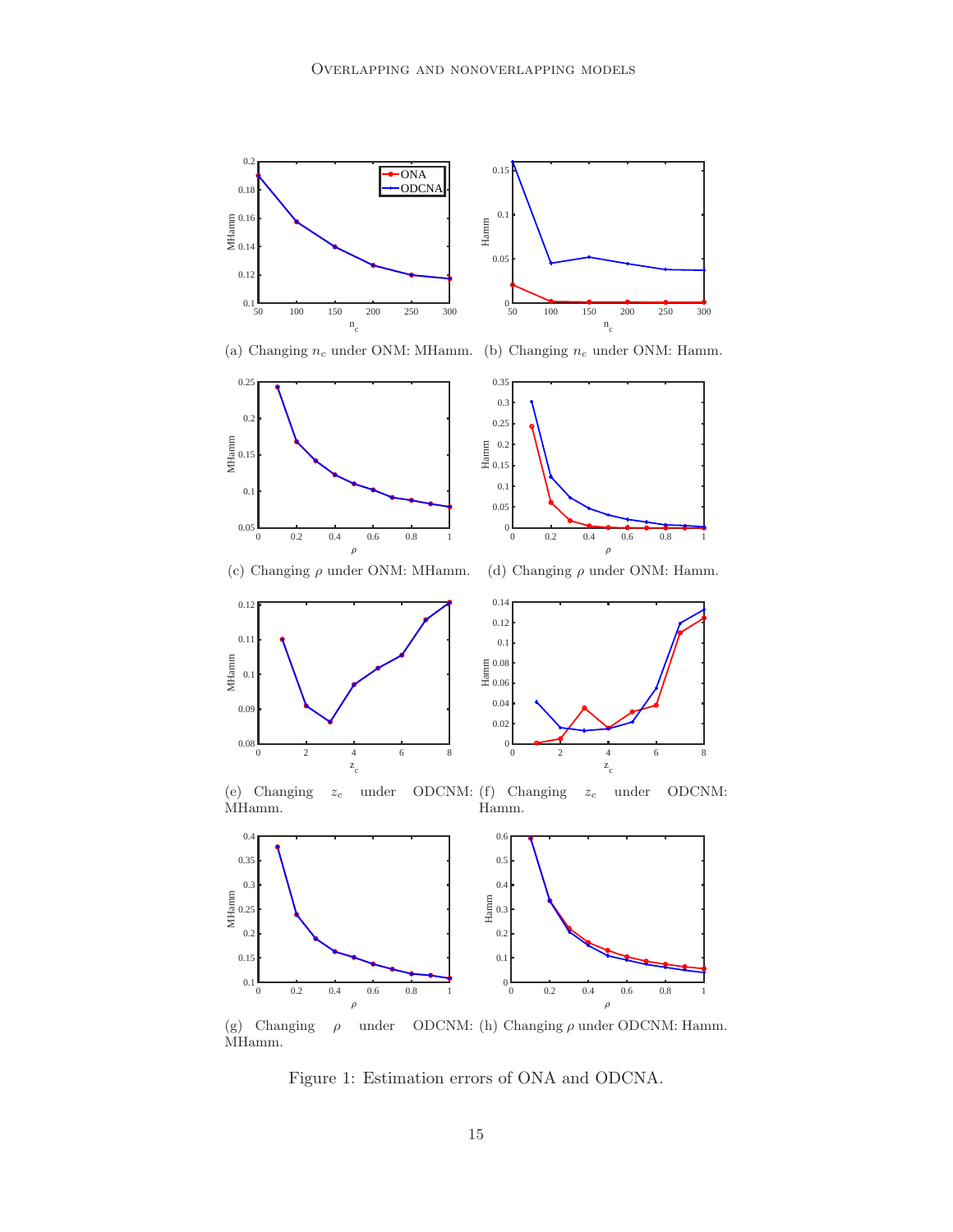(a) Changing $n_c$ under ONM: MHamm.

(b) Changing $n_c$ under ONM: Hamm.

(c) Changing $\rho$ under ONM: MHamm.

(d) Changing $\rho$ under ONM: Hamm.

(e) Changing $z_c$ under ODCNM: MHamm.

(f) Changing $z_c$ under ODCNM: Hamm.

(g) Changing $\rho$ under ODCNM: MHamm.

(h) Changing $\rho$ under ODCNM: Hamm.

Figure 1: Estimation errors of ONA and ODCNA.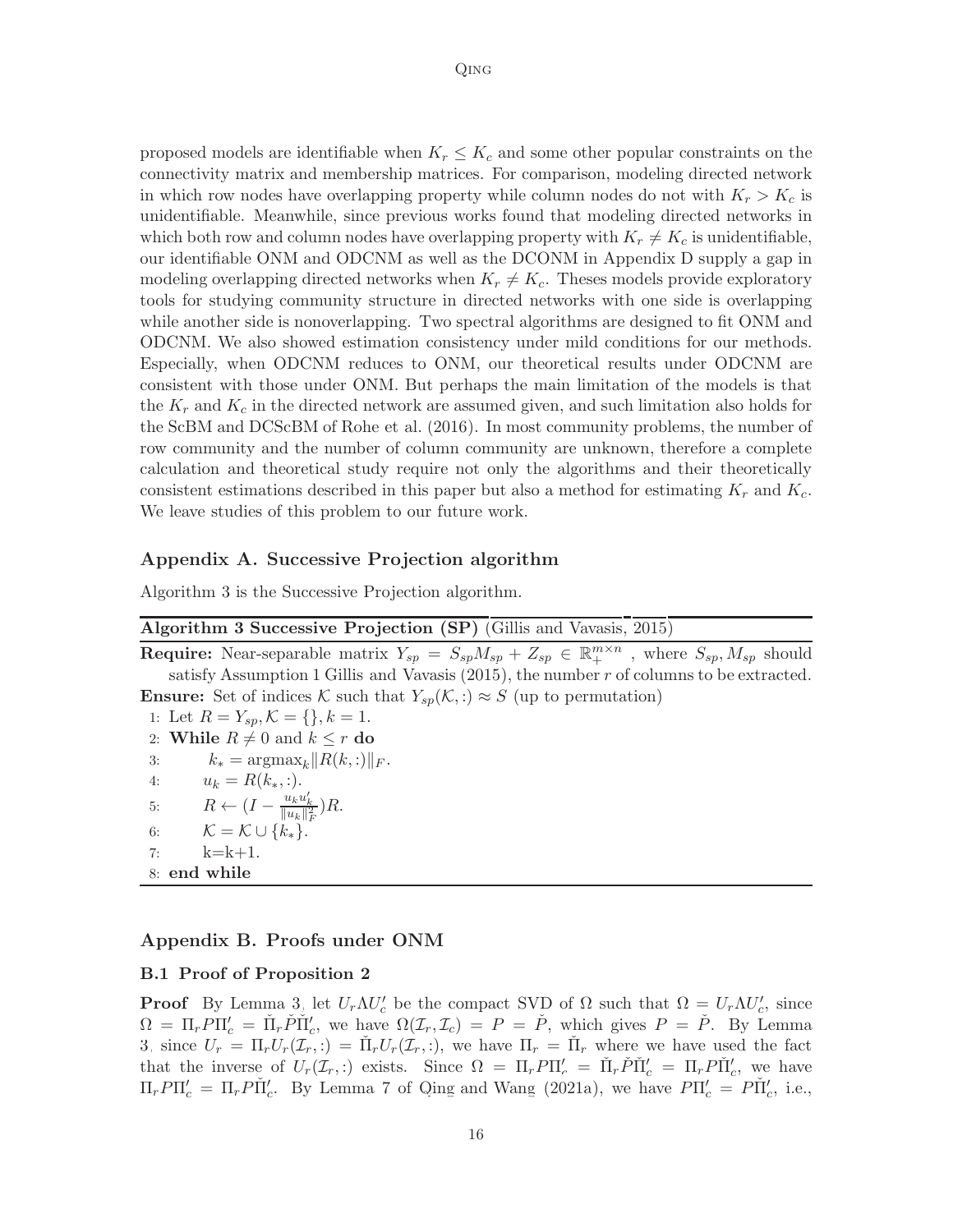proposed models are identifiable when $K_r \leq K_c$ and some other popular constraints on the connectivity matrix and membership matrices. For comparison, modeling directed network in which row nodes have overlapping property while column nodes do not with $K_r > K_c$ is unidentifiable. Meanwhile, since previous works found that modeling directed networks in which both row and column nodes have overlapping property with $K_r \neq K_c$ is unidentifiable, our identifiable ONM and ODCNM as well as the DCONM in Appendix D supply a gap in modeling overlapping directed networks when $K_r \neq K_c$. Theses models provide exploratory tools for studying community structure in directed networks with one side is overlapping while another side is nonoverlapping. Two spectral algorithms are designed to fit ONM and ODCNM. We also showed estimation consistency under mild conditions for our methods. Especially, when ODCNM reduces to ONM, our theoretical results under ODCNM are consistent with those under ONM. But perhaps the main limitation of the models is that the $K_r$ and $K_c$ in the directed network are assumed given, and such limitation also holds for the ScBM and DCScBM of Rohe et al. (2016). In most community problems, the number of row community and the number of column community are unknown, therefore a complete calculation and theoretical study require not only the algorithms and their theoretically consistent estimations described in this paper but also a method for estimating $K_r$ and $K_c$. We leave studies of this problem to our future work.

## Appendix A. Successive Projection algorithm

Algorithm 3 is the Successive Projection algorithm.

**Algorithm 3 Successive Projection (SP)** (Gillis and Vavasis, 2015)

**Require:** Near-separable matrix $Y_{sp} = S_{sp}M_{sp} + Z_{sp} \in \mathbb{R}_{+}^{m\times n}$ , where $S_{sp}, M_{sp}$ should satisfy Assumption 1 Gillis and Vavasis (2015), the number $r$ of columns to be extracted.

**Ensure:** Set of indices $\mathcal{K}$ such that $Y_{sp}(\mathcal{K},:) \approx S$ (up to permutation)

1: Let $R = Y_{sp}, \mathcal{K} = \{\}, k = 1$.
2: **While** $R \neq 0$ and $k \leq r$ **do**
3: $\quad k_* = \mathrm{argmax}_k \|R(k,:)\|_F$.
4: $\quad u_k = R(k_*,:)$.
5: $\quad R \leftarrow (I - \frac{u_k u_k'}{\|u_k\|_F^2})R$.
6: $\quad \mathcal{K} = \mathcal{K} \cup \{k_*\}$.
7: $\quad$ k=k+1.
8: **end while**

## Appendix B. Proofs under ONM

### B.1 Proof of Proposition 2

**Proof** By Lemma 3, let $U_r\Lambda U_c'$ be the compact SVD of $\Omega$ such that $\Omega = U_r\Lambda U_c'$, since $\Omega = \Pi_r P \Pi_c' = \check{\Pi}_r \check{P} \check{\Pi}_c'$, we have $\Omega(\mathcal{I}_r, \mathcal{I}_c) = P = \check{P}$, which gives $P = \check{P}$. By Lemma 3, since $U_r = \Pi_r U_r(\mathcal{I}_r,:) = \check{\Pi}_r U_r(\mathcal{I}_r,:)$, we have $\Pi_r = \check{\Pi}_r$ where we have used the fact that the inverse of $U_r(\mathcal{I}_r,:)$ exists. Since $\Omega = \Pi_r P \Pi_r' = \check{\Pi}_r \check{P} \check{\Pi}_c' = \Pi_r P \check{\Pi}_c'$, we have $\Pi_r P \Pi_c' = \Pi_r P \check{\Pi}_c'$. By Lemma 7 of Qing and Wang (2021a), we have $P\Pi_c' = P\check{\Pi}_c'$, i.e.,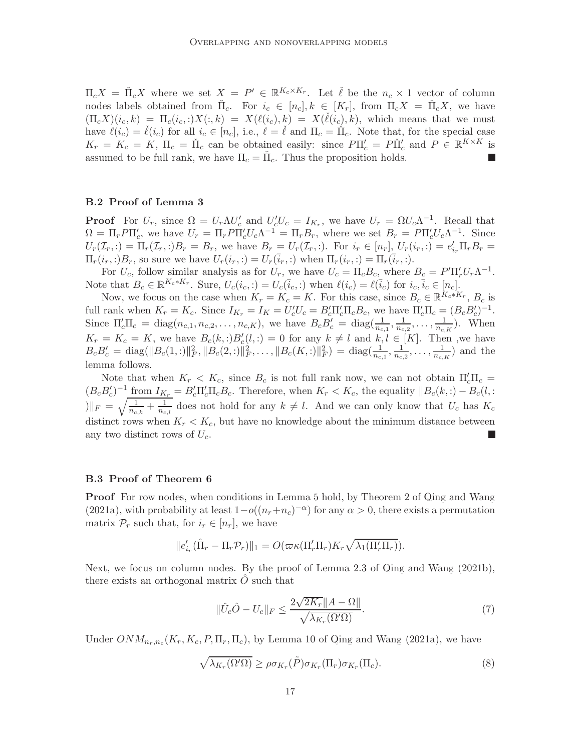$\Pi_c X = \check{\Pi}_c X$ where we set $X = P' \in \mathbb{R}^{K_c \times K_r}$. Let $\check{\ell}$ be the $n_c \times 1$ vector of column nodes labels obtained from $\check{\Pi}_c$. For $i_c \in [n_c], k \in [K_r]$, from $\Pi_c X = \check{\Pi}_c X$, we have $(\Pi_c X)(i_c, k) = \Pi_c(i_c, :)X(:, k) = X(\ell(i_c), k) = X(\check{\ell}(i_c), k)$, which means that we must have $\ell(i_c) = \check{\ell}(i_c)$ for all $i_c \in [n_c]$, i.e., $\ell = \check{\ell}$ and $\Pi_c = \check{\Pi}_c$. Note that, for the special case $K_r = K_c = K$, $\Pi_c = \check{\Pi}_c$ can be obtained easily: since $P\Pi_c' = P\check{\Pi}_c'$ and $P \in \mathbb{R}^{K \times K}$ is assumed to be full rank, we have $\Pi_c = \check{\Pi}_c$. Thus the proposition holds. ■

### B.2 Proof of Lemma 3

**Proof** For $U_r$, since $\Omega = U_r \Lambda U_c'$ and $U_c' U_c = I_{K_r}$, we have $U_r = \Omega U_c \Lambda^{-1}$. Recall that $\Omega = \Pi_r P \Pi_c'$, we have $U_r = \Pi_r P \Pi_c' U_c \Lambda^{-1} = \Pi_r B_r$, where we set $B_r = P \Pi_c' U_c \Lambda^{-1}$. Since $U_r(\mathcal{I}_r, :) = \Pi_r(\mathcal{I}_r, :)B_r = B_r$, we have $B_r = U_r(\mathcal{I}_r, :)$. For $i_r \in [n_r]$, $U_r(i_r, :) = e_{i_r}' \Pi_r B_r = \Pi_r(i_r, :)B_r$, so sure we have $U_r(i_r, :) = U_r(\bar{i}_r, :)$ when $\Pi_r(i_r, :) = \Pi_r(\bar{i}_r, :)$.

For $U_c$, follow similar analysis as for $U_r$, we have $U_c = \Pi_c B_c$, where $B_c = P' \Pi_r' U_r \Lambda^{-1}$. Note that $B_c \in \mathbb{R}^{K_c * K_r}$. Sure, $U_c(i_c, :) = U_c(\bar{i}_c, :)$ when $\ell(i_c) = \ell(\bar{i}_c)$ for $i_c, \bar{i}_c \in [n_c]$.

Now, we focus on the case when $K_r = K_c = K$. For this case, since $B_c \in \mathbb{R}^{K_c * K_r}$, $B_c$ is full rank when $K_r = K_c$. Since $I_{K_r} = I_K = U_c' U_c = B_c' \Pi_c' \Pi_c B_c$, we have $\Pi_c' \Pi_c = (B_c B_c')^{-1}$. Since $\Pi_c' \Pi_c = \mathrm{diag}(n_{c,1}, n_{c,2}, \ldots, n_{c,K})$, we have $B_c B_c' = \mathrm{diag}(\frac{1}{n_{c,1}}, \frac{1}{n_{c,2}}, \ldots, \frac{1}{n_{c,K}})$. When $K_r = K_c = K$, we have $B_c(k, :)B_c'(l, :) = 0$ for any $k \neq l$ and $k, l \in [K]$. Then ,we have $B_c B_c' = \mathrm{diag}(\|B_c(1, :)\|_F^2, \|B_c(2, :)\|_F^2, \ldots, \|B_c(K, :)\|_F^2) = \mathrm{diag}(\frac{1}{n_{c,1}}, \frac{1}{n_{c,2}}, \ldots, \frac{1}{n_{c,K}})$ and the lemma follows.

Note that when $K_r < K_c$, since $B_c$ is not full rank now, we can not obtain $\Pi_c' \Pi_c = (B_c B_c')^{-1}$ from $I_{K_r} = B_c' \Pi_c' \Pi_c B_c$. Therefore, when $K_r < K_c$, the equality $\|B_c(k, :) - B_c(l, :)\|_F = \sqrt{\frac{1}{n_{c,k}} + \frac{1}{n_{c,l}}}$ does not hold for any $k \neq l$. And we can only know that $U_c$ has $K_c$ distinct rows when $K_r < K_c$, but have no knowledge about the minimum distance between any two distinct rows of $U_c$. ■

### B.3 Proof of Theorem 6

**Proof** For row nodes, when conditions in Lemma 5 hold, by Theorem 2 of Qing and Wang (2021a), with probability at least $1 - o((n_r + n_c)^{-\alpha})$ for any $\alpha > 0$, there exists a permutation matrix $\mathcal{P}_r$ such that, for $i_r \in [n_r]$, we have

$$\|e_{i_r}'(\hat{\Pi}_r - \Pi_r \mathcal{P}_r)\|_1 = O(\varpi \kappa(\Pi_r' \Pi_r) K_r \sqrt{\lambda_1(\Pi_r' \Pi_r)}).$$

Next, we focus on column nodes. By the proof of Lemma 2.3 of Qing and Wang (2021b), there exists an orthogonal matrix $\hat{O}$ such that

$$\|\hat{U}_c \hat{O} - U_c\|_F \leq \frac{2\sqrt{2K_r}\|A - \Omega\|}{\sqrt{\lambda_{K_r}(\Omega' \Omega)}}. \tag{7}$$

Under $ONM_{n_r, n_c}(K_r, K_c, P, \Pi_r, \Pi_c)$, by Lemma 10 of Qing and Wang (2021a), we have

$$\sqrt{\lambda_{K_r}(\Omega' \Omega)} \geq \rho \sigma_{K_r}(\tilde{P}) \sigma_{K_r}(\Pi_r) \sigma_{K_r}(\Pi_c). \tag{8}$$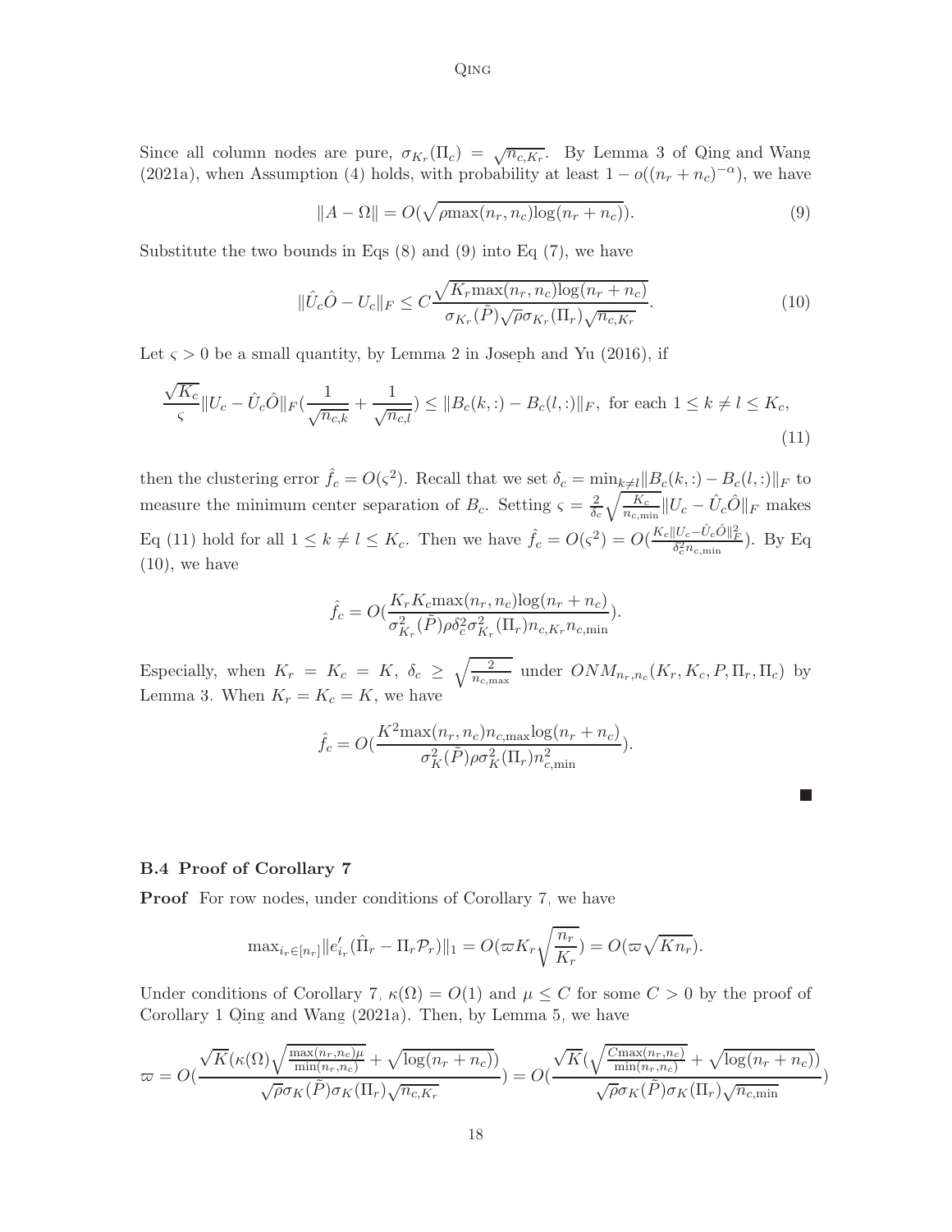Since all column nodes are pure, $\sigma_{K_r}(\Pi_c) = \sqrt{n_{c,K_r}}$. By Lemma 3 of Qing and Wang (2021a), when Assumption (4) holds, with probability at least $1 - o((n_r + n_c)^{-\alpha})$, we have

$$\|A - \Omega\| = O(\sqrt{\rho \max(n_r, n_c) \log(n_r + n_c)}). \tag{9}$$

Substitute the two bounds in Eqs (8) and (9) into Eq (7), we have

$$\|\hat{U}_c \hat{O} - U_c\|_F \leq C \frac{\sqrt{K_r \max(n_r, n_c) \log(n_r + n_c)}}{\sigma_{K_r}(\tilde{P}) \sqrt{\rho} \sigma_{K_r}(\Pi_r) \sqrt{n_{c,K_r}}}. \tag{10}$$

Let $\varsigma > 0$ be a small quantity, by Lemma 2 in Joseph and Yu (2016), if

$$\frac{\sqrt{K_c}}{\varsigma} \|U_c - \hat{U}_c \hat{O}\|_F \left(\frac{1}{\sqrt{n_{c,k}}} + \frac{1}{\sqrt{n_{c,l}}}\right) \leq \|B_c(k,:) - B_c(l,:)\|_F, \text{ for each } 1 \leq k \neq l \leq K_c, \tag{11}$$

then the clustering error $\hat{f}_c = O(\varsigma^2)$. Recall that we set $\delta_c = \min_{k \neq l} \|B_c(k,:) - B_c(l,:)\|_F$ to measure the minimum center separation of $B_c$. Setting $\varsigma = \frac{2}{\delta_c} \sqrt{\frac{K_c}{n_{c,\min}}} \|U_c - \hat{U}_c \hat{O}\|_F$ makes Eq (11) hold for all $1 \leq k \neq l \leq K_c$. Then we have $\hat{f}_c = O(\varsigma^2) = O(\frac{K_c \|U_c - \hat{U}_c \hat{O}\|_F^2}{\delta_c^2 n_{c,\min}})$. By Eq (10), we have

$$\hat{f}_c = O\left(\frac{K_r K_c \max(n_r, n_c) \log(n_r + n_c)}{\sigma_{K_r}^2(\tilde{P}) \rho \delta_c^2 \sigma_{K_r}^2(\Pi_r) n_{c,K_r} n_{c,\min}}\right).$$

Especially, when $K_r = K_c = K$, $\delta_c \geq \sqrt{\frac{2}{n_{c,\max}}}$ under $ONM_{n_r,n_c}(K_r, K_c, P, \Pi_r, \Pi_c)$ by Lemma 3. When $K_r = K_c = K$, we have

$$\hat{f}_c = O\left(\frac{K^2 \max(n_r, n_c) n_{c,\max} \log(n_r + n_c)}{\sigma_K^2(\tilde{P}) \rho \sigma_K^2(\Pi_r) n_{c,\min}^2}\right).$$

■

### B.4 Proof of Corollary 7

**Proof** For row nodes, under conditions of Corollary 7, we have

$$\max_{i_r \in [n_r]} \|e_{i_r}'(\hat{\Pi}_r - \Pi_r \mathcal{P}_r)\|_1 = O(\varpi K_r \sqrt{\frac{n_r}{K_r}}) = O(\varpi \sqrt{K n_r}).$$

Under conditions of Corollary 7, $\kappa(\Omega) = O(1)$ and $\mu \leq C$ for some $C > 0$ by the proof of Corollary 1 Qing and Wang (2021a). Then, by Lemma 5, we have

$$\varpi = O\left(\frac{\sqrt{K}(\kappa(\Omega)\sqrt{\frac{\max(n_r,n_c)\mu}{\min(n_r,n_c)}} + \sqrt{\log(n_r + n_c)})}{\sqrt{\rho}\sigma_K(\tilde{P})\sigma_K(\Pi_r)\sqrt{n_{c,K_r}}}\right) = O\left(\frac{\sqrt{K}(\sqrt{\frac{C\max(n_r,n_c)}{\min(n_r,n_c)}} + \sqrt{\log(n_r + n_c)})}{\sqrt{\rho}\sigma_K(\tilde{P})\sigma_K(\Pi_r)\sqrt{n_{c,\min}}}\right)$$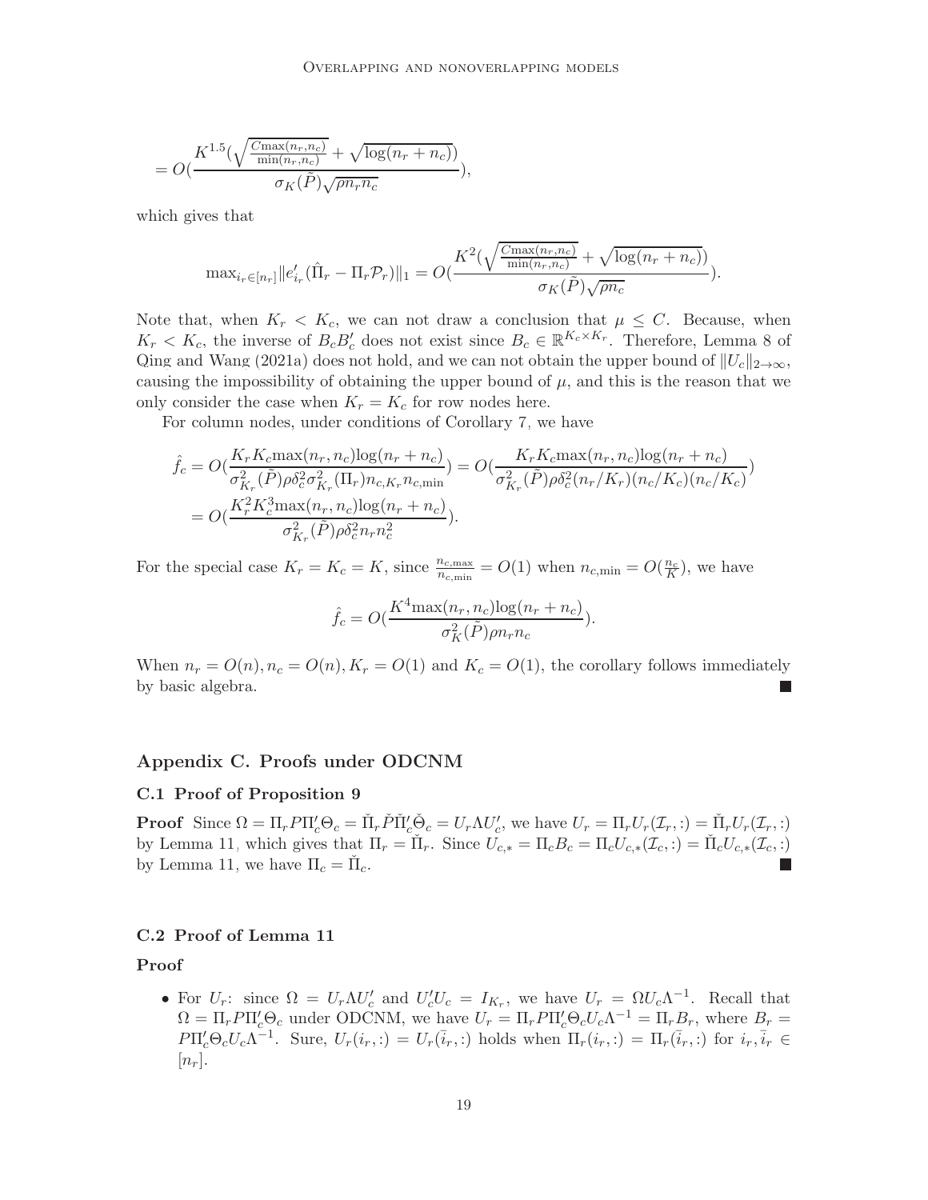$$= O(\frac{K^{1.5}(\sqrt{\frac{C\max(n_r,n_c)}{\min(n_r,n_c)}} + \sqrt{\log(n_r+n_c)})}{\sigma_K(\tilde{P})\sqrt{\rho n_r n_c}}),$$

which gives that

$$\max_{i_r\in[n_r]}\|e'_{i_r}(\hat{\Pi}_r - \Pi_r\mathcal{P}_r)\|_1 = O(\frac{K^2(\sqrt{\frac{C\max(n_r,n_c)}{\min(n_r,n_c)}} + \sqrt{\log(n_r+n_c)})}{\sigma_K(\tilde{P})\sqrt{\rho n_c}}).$$

Note that, when $K_r < K_c$, we can not draw a conclusion that $\mu \leq C$. Because, when $K_r < K_c$, the inverse of $B_cB'_c$ does not exist since $B_c \in \mathbb{R}^{K_c\times K_r}$. Therefore, Lemma 8 of Qing and Wang (2021a) does not hold, and we can not obtain the upper bound of $\|U_c\|_{2\to\infty}$, causing the impossibility of obtaining the upper bound of $\mu$, and this is the reason that we only consider the case when $K_r = K_c$ for row nodes here.

For column nodes, under conditions of Corollary 7, we have

$$\hat{f}_c = O(\frac{K_rK_c\max(n_r,n_c)\log(n_r+n_c)}{\sigma^2_{K_r}(\tilde{P})\rho\delta_c^2\sigma^2_{K_r}(\Pi_r)n_{c,K_r}n_{c,\min}}) = O(\frac{K_rK_c\max(n_r,n_c)\log(n_r+n_c)}{\sigma^2_{K_r}(\tilde{P})\rho\delta_c^2(n_r/K_r)(n_c/K_c)(n_c/K_c)})$$
$$= O(\frac{K_r^2K_c^3\max(n_r,n_c)\log(n_r+n_c)}{\sigma^2_{K_r}(\tilde{P})\rho\delta_c^2 n_r n_c^2}).$$

For the special case $K_r = K_c = K$, since $\frac{n_{c,\max}}{n_{c,\min}} = O(1)$ when $n_{c,\min} = O(\frac{n_c}{K})$, we have

$$\hat{f}_c = O(\frac{K^4\max(n_r,n_c)\log(n_r+n_c)}{\sigma^2_K(\tilde{P})\rho n_r n_c}).$$

When $n_r = O(n), n_c = O(n), K_r = O(1)$ and $K_c = O(1)$, the corollary follows immediately by basic algebra. ■

## Appendix C. Proofs under ODCNM

### C.1 Proof of Proposition 9

**Proof** Since $\Omega = \Pi_rP\Pi'_c\Theta_c = \check{\Pi}_r\check{P}\check{\Pi}'_c\check{\Theta}_c = U_r\Lambda U'_c$, we have $U_r = \Pi_rU_r(\mathcal{I}_r,:) = \check{\Pi}_rU_r(\mathcal{I}_r,:)$ by Lemma 11, which gives that $\Pi_r = \check{\Pi}_r$. Since $U_{c,*} = \Pi_cB_c = \Pi_cU_{c,*}(\mathcal{I}_c,:) = \check{\Pi}_cU_{c,*}(\mathcal{I}_c,:)$ by Lemma 11, we have $\Pi_c = \check{\Pi}_c$. ■

### C.2 Proof of Lemma 11

**Proof**

- For $U_r$: since $\Omega = U_r\Lambda U'_c$ and $U'_cU_c = I_{K_r}$, we have $U_r = \Omega U_c\Lambda^{-1}$. Recall that $\Omega = \Pi_rP\Pi'_c\Theta_c$ under ODCNM, we have $U_r = \Pi_rP\Pi'_c\Theta_cU_c\Lambda^{-1} = \Pi_rB_r$, where $B_r = P\Pi'_c\Theta_cU_c\Lambda^{-1}$. Sure, $U_r(i_r,:) = U_r(\bar{i}_r,:)$ holds when $\Pi_r(i_r,:) = \Pi_r(\bar{i}_r,:)$ for $i_r, \bar{i}_r \in [n_r]$.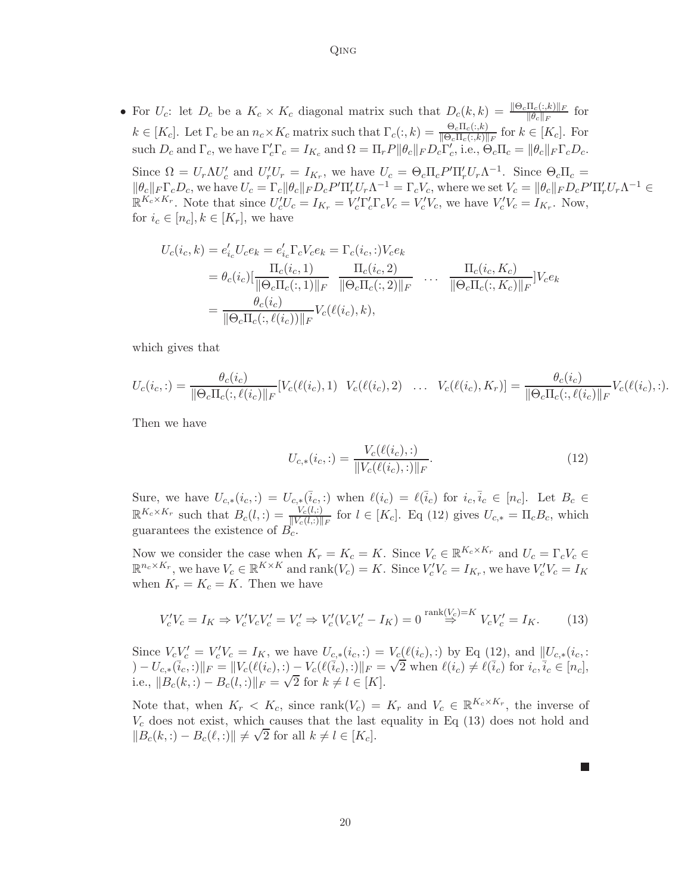- For $U_c$: let $D_c$ be a $K_c \times K_c$ diagonal matrix such that $D_c(k,k) = \frac{\|\Theta_c\Pi_c(:,k)\|_F}{\|\theta_c\|_F}$ for $k \in [K_c]$. Let $\Gamma_c$ be an $n_c \times K_c$ matrix such that $\Gamma_c(:,k) = \frac{\Theta_c\Pi_c(:,k)}{\|\Theta_c\Pi_c(:,k)\|_F}$ for $k \in [K_c]$. For such $D_c$ and $\Gamma_c$, we have $\Gamma_c'\Gamma_c = I_{K_c}$ and $\Omega = \Pi_r P\|\theta_c\|_F D_c\Gamma_c'$, i.e., $\Theta_c\Pi_c = \|\theta_c\|_F\Gamma_c D_c$.

  Since $\Omega = U_r\Lambda U_c'$ and $U_r'U_r = I_{K_r}$, we have $U_c = \Theta_c\Pi_c P'\Pi_r'U_r\Lambda^{-1}$. Since $\Theta_c\Pi_c = \|\theta_c\|_F\Gamma_c D_c$, we have $U_c = \Gamma_c\|\theta_c\|_F D_c P'\Pi_r'U_r\Lambda^{-1} = \Gamma_c V_c$, where we set $V_c = \|\theta_c\|_F D_c P'\Pi_r'U_r\Lambda^{-1} \in \mathbb{R}^{K_c\times K_r}$. Note that since $U_c'U_c = I_{K_r} = V_c'\Gamma_c'\Gamma_c V_c = V_c'V_c$, we have $V_c'V_c = I_{K_r}$. Now, for $i_c \in [n_c], k \in [K_r]$, we have

$$
\begin{aligned}
U_c(i_c,k) &= e_{i_c}'U_c e_k = e_{i_c}'\Gamma_c V_c e_k = \Gamma_c(i_c,:)V_c e_k \\
&= \theta_c(i_c)[\frac{\Pi_c(i_c,1)}{\|\Theta_c\Pi_c(:,1)\|_F} \quad \frac{\Pi_c(i_c,2)}{\|\Theta_c\Pi_c(:,2)\|_F} \quad \ldots \quad \frac{\Pi_c(i_c,K_c)}{\|\Theta_c\Pi_c(:,K_c)\|_F}]V_c e_k \\
&= \frac{\theta_c(i_c)}{\|\Theta_c\Pi_c(:,\ell(i_c))\|_F}V_c(\ell(i_c),k),
\end{aligned}
$$

  which gives that

$$
U_c(i_c,:) = \frac{\theta_c(i_c)}{\|\Theta_c\Pi_c(:,\ell(i_c))\|_F}[V_c(\ell(i_c),1) \;\; V_c(\ell(i_c),2) \;\; \ldots \;\; V_c(\ell(i_c),K_r)] = \frac{\theta_c(i_c)}{\|\Theta_c\Pi_c(:,\ell(i_c))\|_F}V_c(\ell(i_c),:).
$$

  Then we have

$$
U_{c,*}(i_c,:) = \frac{V_c(\ell(i_c),:)}{\|V_c(\ell(i_c),:)\|_F}. \tag{12}
$$

  Sure, we have $U_{c,*}(i_c,:) = U_{c,*}(\bar{i}_c,:)$ when $\ell(i_c) = \ell(\bar{i}_c)$ for $i_c, \bar{i}_c \in [n_c]$. Let $B_c \in \mathbb{R}^{K_c\times K_r}$ such that $B_c(l,:) = \frac{V_c(l,:)}{\|V_c(l,:)\|_F}$ for $l \in [K_c]$. Eq (12) gives $U_{c,*} = \Pi_c B_c$, which guarantees the existence of $B_c$.

  Now we consider the case when $K_r = K_c = K$. Since $V_c \in \mathbb{R}^{K_c\times K_r}$ and $U_c = \Gamma_c V_c \in \mathbb{R}^{n_c\times K_r}$, we have $V_c \in \mathbb{R}^{K\times K}$ and $\mathrm{rank}(V_c) = K$. Since $V_c'V_c = I_{K_r}$, we have $V_c'V_c = I_K$ when $K_r = K_c = K$. Then we have

$$
V_c'V_c = I_K \Rightarrow V_c'V_cV_c' = V_c' \Rightarrow V_c'(V_cV_c' - I_K) = 0 \overset{\mathrm{rank}(V_c)=K}{\Rightarrow} V_cV_c' = I_K. \tag{13}
$$

  Since $V_cV_c' = V_c'V_c = I_K$, we have $U_{c,*}(i_c,:) = V_c(\ell(i_c),:)$ by Eq (12), and $\|U_{c,*}(i_c,:) - U_{c,*}(\bar{i}_c,:)\|_F = \|V_c(\ell(i_c),:) - V_c(\ell(\bar{i}_c),:)\|_F = \sqrt{2}$ when $\ell(i_c) \neq \ell(\bar{i}_c)$ for $i_c, \bar{i}_c \in [n_c]$, i.e., $\|B_c(k,:) - B_c(l,:)\|_F = \sqrt{2}$ for $k \neq l \in [K]$.

  Note that, when $K_r < K_c$, since $\mathrm{rank}(V_c) = K_r$ and $V_c \in \mathbb{R}^{K_c\times K_r}$, the inverse of $V_c$ does not exist, which causes that the last equality in Eq (13) does not hold and $\|B_c(k,:) - B_c(\ell,:)\| \neq \sqrt{2}$ for all $k \neq l \in [K_c]$.

■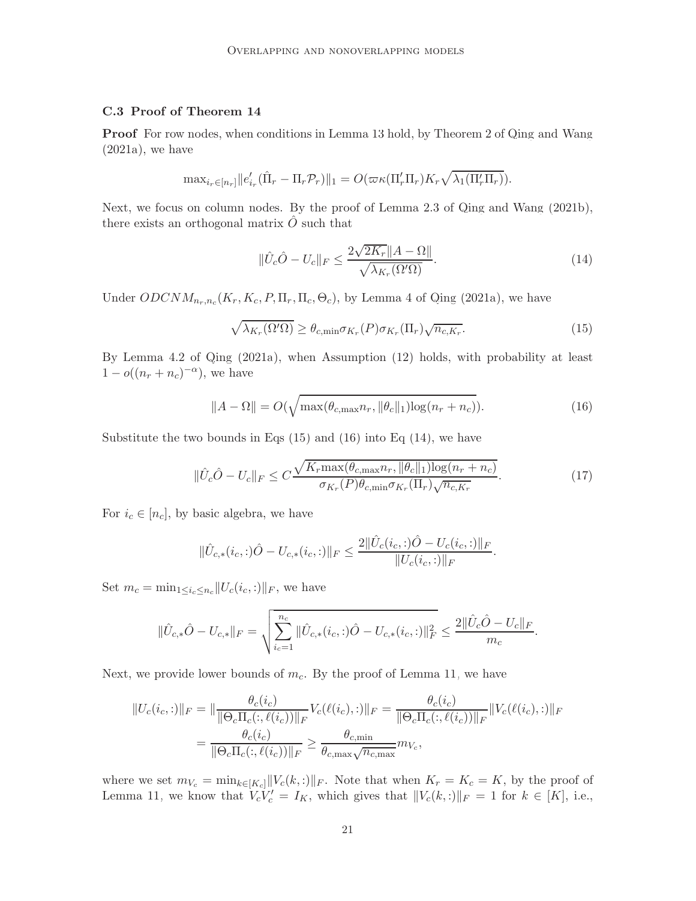### C.3 Proof of Theorem 14

**Proof** For row nodes, when conditions in Lemma 13 hold, by Theorem 2 of Qing and Wang (2021a), we have

$$\mathrm{max}_{i_r\in[n_r]}\|e'_{i_r}(\hat{\Pi}_r-\Pi_r\mathcal{P}_r)\|_1=O(\varpi\kappa(\Pi'_r\Pi_r)K_r\sqrt{\lambda_1(\Pi'_r\Pi_r)}).$$

Next, we focus on column nodes. By the proof of Lemma 2.3 of Qing and Wang (2021b), there exists an orthogonal matrix $\hat{O}$ such that

$$\|\hat{U}_c\hat{O}-U_c\|_F\leq\frac{2\sqrt{2K_r}\|A-\Omega\|}{\sqrt{\lambda_{K_r}(\Omega'\Omega)}}. \tag{14}$$

Under $ODCNM_{n_r,n_c}(K_r,K_c,P,\Pi_r,\Pi_c,\Theta_c)$, by Lemma 4 of Qing (2021a), we have

$$\sqrt{\lambda_{K_r}(\Omega'\Omega)}\geq\theta_{c,\min}\sigma_{K_r}(P)\sigma_{K_r}(\Pi_r)\sqrt{n_{c,K_r}}. \tag{15}$$

By Lemma 4.2 of Qing (2021a), when Assumption (12) holds, with probability at least $1-o((n_r+n_c)^{-\alpha})$, we have

$$\|A-\Omega\|=O(\sqrt{\mathrm{max}(\theta_{c,\max}n_r,\|\theta_c\|_1)\mathrm{log}(n_r+n_c)}). \tag{16}$$

Substitute the two bounds in Eqs (15) and (16) into Eq (14), we have

$$\|\hat{U}_c\hat{O}-U_c\|_F\leq C\frac{\sqrt{K_r\mathrm{max}(\theta_{c,\max}n_r,\|\theta_c\|_1)\mathrm{log}(n_r+n_c)}}{\sigma_{K_r}(P)\theta_{c,\min}\sigma_{K_r}(\Pi_r)\sqrt{n_{c,K_r}}}. \tag{17}$$

For $i_c\in[n_c]$, by basic algebra, we have

$$\|\hat{U}_{c,*}(i_c,:)\hat{O}-U_{c,*}(i_c,:)\|_F\leq\frac{2\|\hat{U}_c(i_c,:)\hat{O}-U_c(i_c,:)\|_F}{\|U_c(i_c,:)\|_F}.$$

Set $m_c=\min_{1\leq i_c\leq n_c}\|U_c(i_c,:)\|_F$, we have

$$\|\hat{U}_{c,*}\hat{O}-U_{c,*}\|_F=\sqrt{\sum_{i_c=1}^{n_c}\|\hat{U}_{c,*}(i_c,:)\hat{O}-U_{c,*}(i_c,:)\|_F^2}\leq\frac{2\|\hat{U}_c\hat{O}-U_c\|_F}{m_c}.$$

Next, we provide lower bounds of $m_c$. By the proof of Lemma 11, we have

$$\begin{aligned}\|U_c(i_c,:)\|_F&=\|\frac{\theta_c(i_c)}{\|\Theta_c\Pi_c(:,\ell(i_c))\|_F}V_c(\ell(i_c),:)\|_F=\frac{\theta_c(i_c)}{\|\Theta_c\Pi_c(:,\ell(i_c))\|_F}\|V_c(\ell(i_c),:)\|_F\\&=\frac{\theta_c(i_c)}{\|\Theta_c\Pi_c(:,\ell(i_c))\|_F}\geq\frac{\theta_{c,\min}}{\theta_{c,\max}\sqrt{n_{c,\max}}}m_{V_c},\end{aligned}$$

where we set $m_{V_c}=\min_{k\in[K_c]}\|V_c(k,:)\|_F$. Note that when $K_r=K_c=K$, by the proof of Lemma 11, we know that $V_cV'_c=I_K$, which gives that $\|V_c(k,:)\|_F=1$ for $k\in[K]$, i.e.,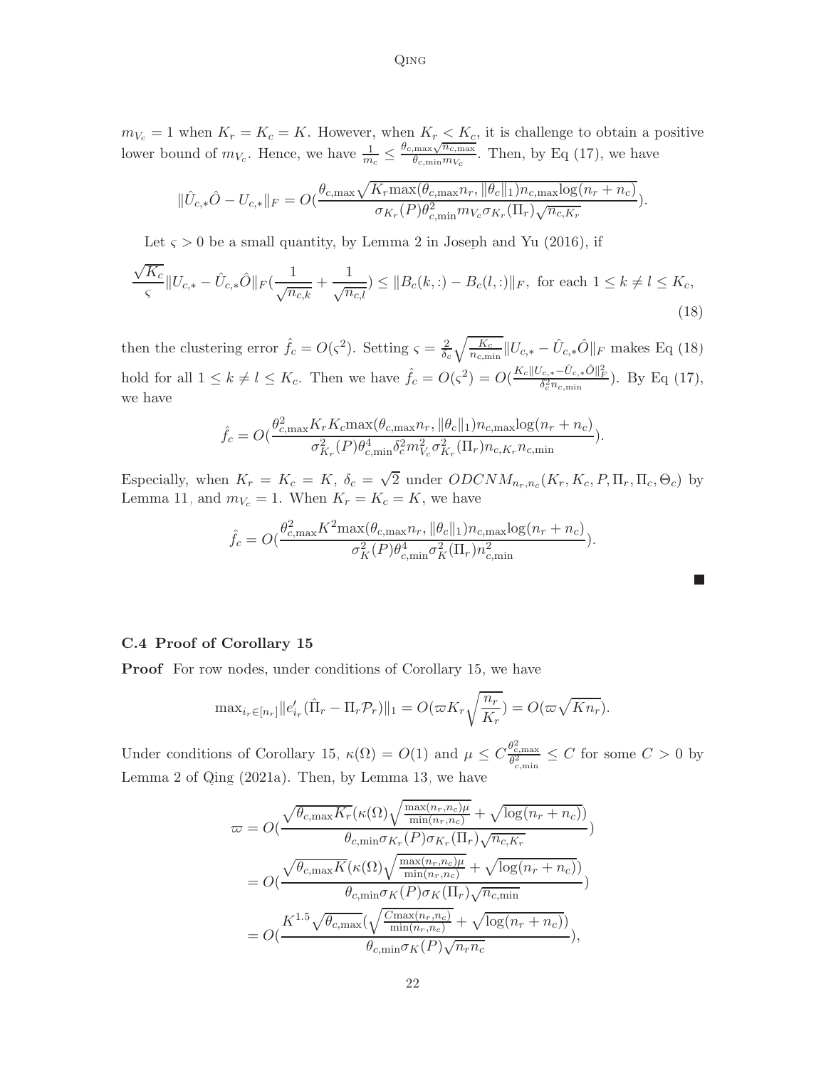$m_{V_c} = 1$ when $K_r = K_c = K$. However, when $K_r < K_c$, it is challenge to obtain a positive lower bound of $m_{V_c}$. Hence, we have $\frac{1}{m_c} \leq \frac{\theta_{c,\max}\sqrt{n_{c,\max}}}{\theta_{c,\min} m_{V_c}}$. Then, by Eq (17), we have

$$\|\hat{U}_{c,*}\hat{O} - U_{c,*}\|_F = O(\frac{\theta_{c,\max}\sqrt{K_r \max(\theta_{c,\max} n_r, \|\theta_c\|_1) n_{c,\max} \log(n_r + n_c)}}{\sigma_{K_r}(P)\theta_{c,\min}^2 m_{V_c} \sigma_{K_r}(\Pi_r)\sqrt{n_{c,K_r}}}).$$

Let $\varsigma > 0$ be a small quantity, by Lemma 2 in Joseph and Yu (2016), if

$$\frac{\sqrt{K_c}}{\varsigma}\|U_{c,*} - \hat{U}_{c,*}\hat{O}\|_F(\frac{1}{\sqrt{n_{c,k}}} + \frac{1}{\sqrt{n_{c,l}}}) \leq \|B_c(k,:) - B_c(l,:)\|_F, \text{ for each } 1 \leq k \neq l \leq K_c, \tag{18}$$

then the clustering error $\hat{f}_c = O(\varsigma^2)$. Setting $\varsigma = \frac{2}{\delta_c}\sqrt{\frac{K_c}{n_{c,\min}}}\|U_{c,*} - \hat{U}_{c,*}\hat{O}\|_F$ makes Eq (18) hold for all $1 \leq k \neq l \leq K_c$. Then we have $\hat{f}_c = O(\varsigma^2) = O(\frac{K_c\|U_{c,*} - \hat{U}_{c,*}\hat{O}\|_F^2}{\delta_c^2 n_{c,\min}})$. By Eq (17), we have

$$\hat{f}_c = O(\frac{\theta_{c,\max}^2 K_r K_c \max(\theta_{c,\max} n_r, \|\theta_c\|_1) n_{c,\max} \log(n_r + n_c)}{\sigma_{K_r}^2(P)\theta_{c,\min}^4 \delta_c^2 m_{V_c}^2 \sigma_{K_r}^2(\Pi_r) n_{c,K_r} n_{c,\min}}).$$

Especially, when $K_r = K_c = K$, $\delta_c = \sqrt{2}$ under $ODCNM_{n_r,n_c}(K_r, K_c, P, \Pi_r, \Pi_c, \Theta_c)$ by Lemma 11, and $m_{V_c} = 1$. When $K_r = K_c = K$, we have

$$\hat{f}_c = O(\frac{\theta_{c,\max}^2 K^2 \max(\theta_{c,\max} n_r, \|\theta_c\|_1) n_{c,\max} \log(n_r + n_c)}{\sigma_K^2(P)\theta_{c,\min}^4 \sigma_K^2(\Pi_r) n_{c,\min}^2}).$$

■

### C.4 Proof of Corollary 15

**Proof** For row nodes, under conditions of Corollary 15, we have

$$\max_{i_r \in [n_r]} \|e_{i_r}'(\hat{\Pi}_r - \Pi_r \mathcal{P}_r)\|_1 = O(\varpi K_r \sqrt{\frac{n_r}{K_r}}) = O(\varpi\sqrt{K n_r}).$$

Under conditions of Corollary 15, $\kappa(\Omega) = O(1)$ and $\mu \leq C\frac{\theta_{c,\max}^2}{\theta_{c,\min}^2} \leq C$ for some $C > 0$ by Lemma 2 of Qing (2021a). Then, by Lemma 13, we have

$$\begin{aligned}
\varpi &= O(\frac{\sqrt{\theta_{c,\max} K_r}(\kappa(\Omega)\sqrt{\frac{\max(n_r,n_c)\mu}{\min(n_r,n_c)}} + \sqrt{\log(n_r + n_c)})}{\theta_{c,\min}\sigma_{K_r}(P)\sigma_{K_r}(\Pi_r)\sqrt{n_{c,K_r}}}) \\
&= O(\frac{\sqrt{\theta_{c,\max} K}(\kappa(\Omega)\sqrt{\frac{\max(n_r,n_c)\mu}{\min(n_r,n_c)}} + \sqrt{\log(n_r + n_c)})}{\theta_{c,\min}\sigma_K(P)\sigma_K(\Pi_r)\sqrt{n_{c,\min}}}) \\
&= O(\frac{K^{1.5}\sqrt{\theta_{c,\max}}(\sqrt{\frac{C\max(n_r,n_c)}{\min(n_r,n_c)}} + \sqrt{\log(n_r + n_c)})}{\theta_{c,\min}\sigma_K(P)\sqrt{n_r n_c}}),
\end{aligned}$$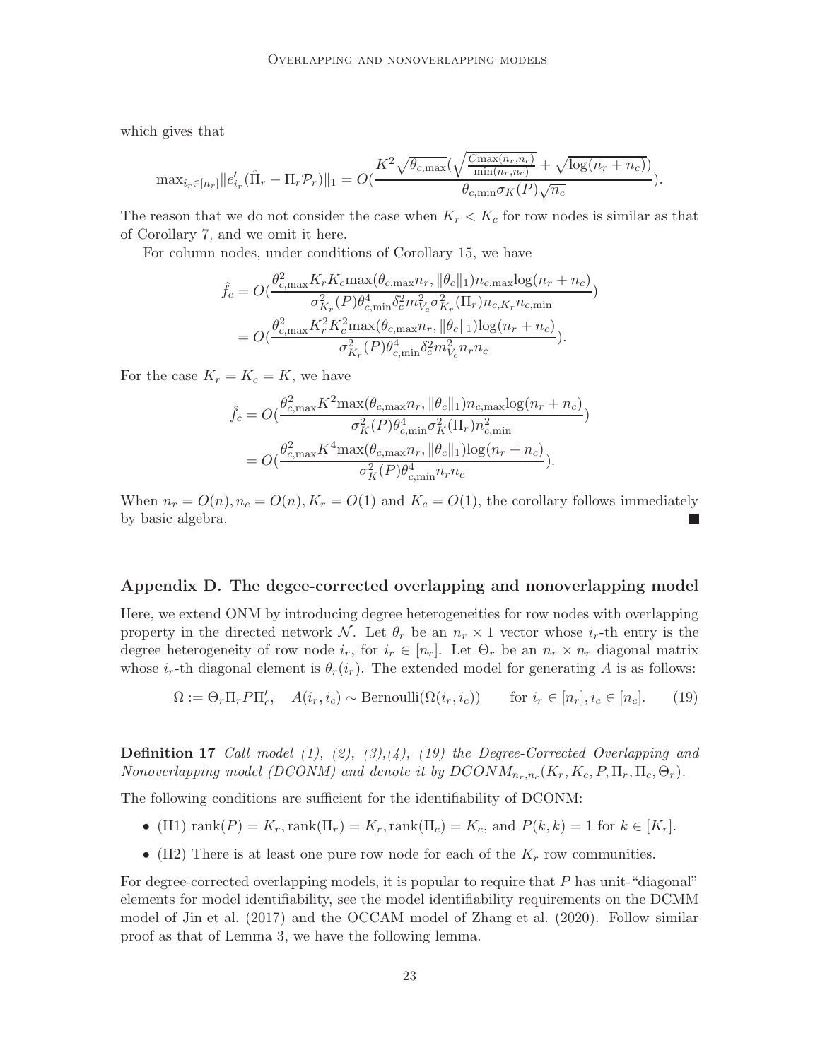which gives that

$$\max_{i_r\in[n_r]}\|e'_{i_r}(\hat{\Pi}_r-\Pi_r\mathcal{P}_r)\|_1=O(\frac{K^2\sqrt{\theta_{c,\max}}(\sqrt{\frac{C\max(n_r,n_c)}{\min(n_r,n_c)}}+\sqrt{\log(n_r+n_c)})}{\theta_{c,\min}\sigma_K(P)\sqrt{n_c}}).$$

The reason that we do not consider the case when $K_r<K_c$ for row nodes is similar as that of Corollary 7, and we omit it here.

For column nodes, under conditions of Corollary 15, we have

$$\begin{aligned}\hat{f}_c&=O(\frac{\theta^2_{c,\max}K_rK_c\max(\theta_{c,\max}n_r,\|\theta_c\|_1)n_{c,\max}\log(n_r+n_c)}{\sigma^2_{K_r}(P)\theta^4_{c,\min}\delta^2_c m^2_{V_c}\sigma^2_{K_r}(\Pi_r)n_{c,K_r}n_{c,\min}})\\&=O(\frac{\theta^2_{c,\max}K^2_rK^2_c\max(\theta_{c,\max}n_r,\|\theta_c\|_1)\log(n_r+n_c)}{\sigma^2_{K_r}(P)\theta^4_{c,\min}\delta^2_c m^2_{V_c}n_rn_c}).\end{aligned}$$

For the case $K_r=K_c=K$, we have

$$\begin{aligned}\hat{f}_c&=O(\frac{\theta^2_{c,\max}K^2\max(\theta_{c,\max}n_r,\|\theta_c\|_1)n_{c,\max}\log(n_r+n_c)}{\sigma^2_K(P)\theta^4_{c,\min}\sigma^2_K(\Pi_r)n^2_{c,\min}})\\&=O(\frac{\theta^2_{c,\max}K^4\max(\theta_{c,\max}n_r,\|\theta_c\|_1)\log(n_r+n_c)}{\sigma^2_K(P)\theta^4_{c,\min}n_rn_c}).\end{aligned}$$

When $n_r=O(n), n_c=O(n), K_r=O(1)$ and $K_c=O(1)$, the corollary follows immediately by basic algebra. ∎

## Appendix D. The degee-corrected overlapping and nonoverlapping model

Here, we extend ONM by introducing degree heterogeneities for row nodes with overlapping property in the directed network $\mathcal{N}$. Let $\theta_r$ be an $n_r\times 1$ vector whose $i_r$-th entry is the degree heterogeneity of row node $i_r$, for $i_r\in[n_r]$. Let $\Theta_r$ be an $n_r\times n_r$ diagonal matrix whose $i_r$-th diagonal element is $\theta_r(i_r)$. The extended model for generating $A$ is as follows:

$$\Omega:=\Theta_r\Pi_rP\Pi'_c,\quad A(i_r,i_c)\sim\mathrm{Bernoulli}(\Omega(i_r,i_c))\qquad\text{for } i_r\in[n_r], i_c\in[n_c]. \tag{19}$$

**Definition 17** *Call model (1), (2), (3),(4), (19) the Degree-Corrected Overlapping and Nonoverlapping model (DCONM) and denote it by $DCONM_{n_r,n_c}(K_r,K_c,P,\Pi_r,\Pi_c,\Theta_r)$.*

The following conditions are sufficient for the identifiability of DCONM:

- (II1) $\mathrm{rank}(P)=K_r, \mathrm{rank}(\Pi_r)=K_r, \mathrm{rank}(\Pi_c)=K_c$, and $P(k,k)=1$ for $k\in[K_r]$.
- (II2) There is at least one pure row node for each of the $K_r$ row communities.

For degree-corrected overlapping models, it is popular to require that $P$ has unit-"diagonal" elements for model identifiability, see the model identifiability requirements on the DCMM model of Jin et al. (2017) and the OCCAM model of Zhang et al. (2020). Follow similar proof as that of Lemma 3, we have the following lemma.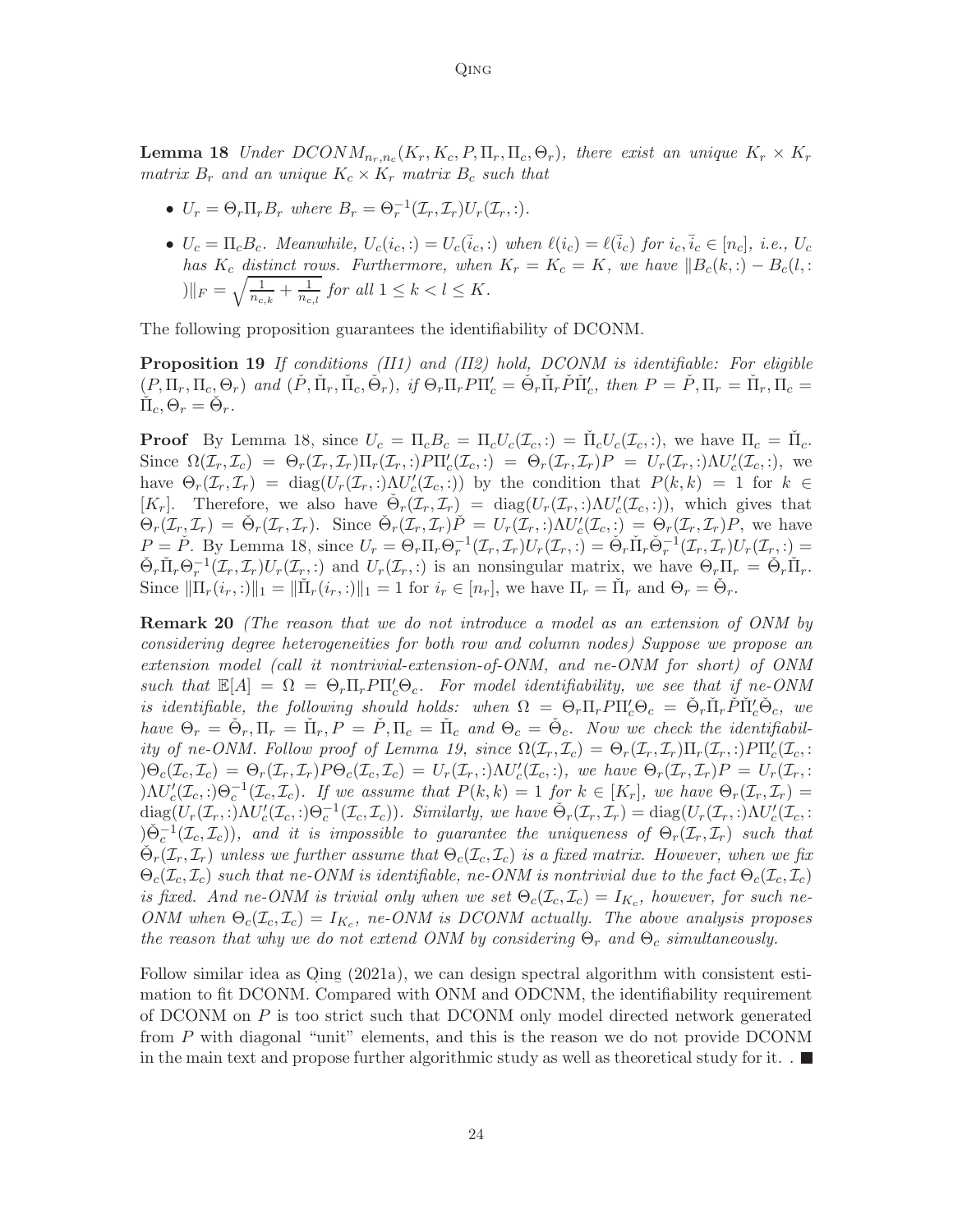**Lemma 18** *Under $DCONM_{n_r,n_c}(K_r, K_c, P, \Pi_r, \Pi_c, \Theta_r)$, there exist an unique $K_r \times K_r$ matrix $B_r$ and an unique $K_c \times K_r$ matrix $B_c$ such that*

- *$U_r = \Theta_r \Pi_r B_r$ where $B_r = \Theta_r^{-1}(\mathcal{I}_r, \mathcal{I}_r) U_r(\mathcal{I}_r, :)$.*
- *$U_c = \Pi_c B_c$. Meanwhile, $U_c(i_c, :) = U_c(\bar{i}_c, :)$ when $\ell(i_c) = \ell(\bar{i}_c)$ for $i_c, \bar{i}_c \in [n_c]$, i.e., $U_c$ has $K_c$ distinct rows. Furthermore, when $K_r = K_c = K$, we have $\|B_c(k, :) - B_c(l, :)\|_F = \sqrt{\frac{1}{n_{c,k}} + \frac{1}{n_{c,l}}}$ for all $1 \leq k < l \leq K$.*

The following proposition guarantees the identifiability of DCONM.

**Proposition 19** *If conditions (II1) and (II2) hold, DCONM is identifiable: For eligible $(P, \Pi_r, \Pi_c, \Theta_r)$ and $(\check{P}, \check{\Pi}_r, \check{\Pi}_c, \check{\Theta}_r)$, if $\Theta_r \Pi_r P \Pi_c' = \check{\Theta}_r \check{\Pi}_r \check{P} \check{\Pi}_c'$, then $P = \check{P}, \Pi_r = \check{\Pi}_r, \Pi_c = \check{\Pi}_c, \Theta_r = \check{\Theta}_r$.*

**Proof** By Lemma 18, since $U_c = \Pi_c B_c = \Pi_c U_c(\mathcal{I}_c, :) = \check{\Pi}_c U_c(\mathcal{I}_c, :)$, we have $\Pi_c = \check{\Pi}_c$. Since $\Omega(\mathcal{I}_r, \mathcal{I}_c) = \Theta_r(\mathcal{I}_r, \mathcal{I}_r) \Pi_r(\mathcal{I}_r, :) P \Pi_c'(\mathcal{I}_c, :) = \Theta_r(\mathcal{I}_r, \mathcal{I}_r) P = U_r(\mathcal{I}_r, :) \Lambda U_c'(\mathcal{I}_c, :)$, we have $\Theta_r(\mathcal{I}_r, \mathcal{I}_r) = \mathrm{diag}(U_r(\mathcal{I}_r, :) \Lambda U_c'(\mathcal{I}_c, :))$ by the condition that $P(k,k) = 1$ for $k \in [K_r]$. Therefore, we also have $\check{\Theta}_r(\mathcal{I}_r, \mathcal{I}_r) = \mathrm{diag}(U_r(\mathcal{I}_r, :) \Lambda U_c'(\mathcal{I}_c, :))$, which gives that $\Theta_r(\mathcal{I}_r, \mathcal{I}_r) = \check{\Theta}_r(\mathcal{I}_r, \mathcal{I}_r)$. Since $\check{\Theta}_r(\mathcal{I}_r, \mathcal{I}_r) \check{P} = U_r(\mathcal{I}_r, :) \Lambda U_c'(\mathcal{I}_c, :) = \Theta_r(\mathcal{I}_r, \mathcal{I}_r) P$, we have $P = \check{P}$. By Lemma 18, since $U_r = \Theta_r \Pi_r \Theta_r^{-1}(\mathcal{I}_r, \mathcal{I}_r) U_r(\mathcal{I}_r, :) = \check{\Theta}_r \check{\Pi}_r \check{\Theta}_r^{-1}(\mathcal{I}_r, \mathcal{I}_r) U_r(\mathcal{I}_r, :) = \check{\Theta}_r \check{\Pi}_r \Theta_r^{-1}(\mathcal{I}_r, \mathcal{I}_r) U_r(\mathcal{I}_r, :)$ and $U_r(\mathcal{I}_r, :)$ is an nonsingular matrix, we have $\Theta_r \Pi_r = \check{\Theta}_r \check{\Pi}_r$. Since $\|\Pi_r(i_r, :)\|_1 = \|\check{\Pi}_r(i_r, :)\|_1 = 1$ for $i_r \in [n_r]$, we have $\Pi_r = \check{\Pi}_r$ and $\Theta_r = \check{\Theta}_r$.

**Remark 20** *(The reason that we do not introduce a model as an extension of ONM by considering degree heterogeneities for both row and column nodes) Suppose we propose an extension model (call it nontrivial-extension-of-ONM, and ne-ONM for short) of ONM such that $\mathbb{E}[A] = \Omega = \Theta_r \Pi_r P \Pi_c' \Theta_c$. For model identifiability, we see that if ne-ONM is identifiable, the following should holds: when $\Omega = \Theta_r \Pi_r P \Pi_c' \Theta_c = \check{\Theta}_r \check{\Pi}_r \check{P} \check{\Pi}_c' \check{\Theta}_c$, we have $\Theta_r = \check{\Theta}_r, \Pi_r = \check{\Pi}_r, P = \check{P}, \Pi_c = \check{\Pi}_c$ and $\Theta_c = \check{\Theta}_c$. Now we check the identifiability of ne-ONM. Follow proof of Lemma 19, since $\Omega(\mathcal{I}_r, \mathcal{I}_c) = \Theta_r(\mathcal{I}_r, \mathcal{I}_r) \Pi_r(\mathcal{I}_r, :) P \Pi_c'(\mathcal{I}_c, :) \Theta_c(\mathcal{I}_c, \mathcal{I}_c) = \Theta_r(\mathcal{I}_r, \mathcal{I}_r) P \Theta_c(\mathcal{I}_c, \mathcal{I}_c) = U_r(\mathcal{I}_r, :) \Lambda U_c'(\mathcal{I}_c, :)$, we have $\Theta_r(\mathcal{I}_r, \mathcal{I}_r) P = U_r(\mathcal{I}_r, :) \Lambda U_c'(\mathcal{I}_c, :) \Theta_c^{-1}(\mathcal{I}_c, \mathcal{I}_c)$. If we assume that $P(k,k) = 1$ for $k \in [K_r]$, we have $\Theta_r(\mathcal{I}_r, \mathcal{I}_r) = \mathrm{diag}(U_r(\mathcal{I}_r, :) \Lambda U_c'(\mathcal{I}_c, :) \Theta_c^{-1}(\mathcal{I}_c, \mathcal{I}_c))$. Similarly, we have $\check{\Theta}_r(\mathcal{I}_r, \mathcal{I}_r) = \mathrm{diag}(U_r(\mathcal{I}_r, :) \Lambda U_c'(\mathcal{I}_c, :) \check{\Theta}_c^{-1}(\mathcal{I}_c, \mathcal{I}_c))$, and it is impossible to guarantee the uniqueness of $\Theta_r(\mathcal{I}_r, \mathcal{I}_r)$ such that $\check{\Theta}_r(\mathcal{I}_r, \mathcal{I}_r)$ unless we further assume that $\Theta_c(\mathcal{I}_c, \mathcal{I}_c)$ is a fixed matrix. However, when we fix $\Theta_c(\mathcal{I}_c, \mathcal{I}_c)$ such that ne-ONM is identifiable, ne-ONM is nontrivial due to the fact $\Theta_c(\mathcal{I}_c, \mathcal{I}_c)$ is fixed. And ne-ONM is trivial only when we set $\Theta_c(\mathcal{I}_c, \mathcal{I}_c) = I_{K_c}$, however, for such ne-ONM when $\Theta_c(\mathcal{I}_c, \mathcal{I}_c) = I_{K_c}$, ne-ONM is DCONM actually. The above analysis proposes the reason that why we do not extend ONM by considering $\Theta_r$ and $\Theta_c$ simultaneously.*

Follow similar idea as Qing (2021a), we can design spectral algorithm with consistent estimation to fit DCONM. Compared with ONM and ODCNM, the identifiability requirement of DCONM on $P$ is too strict such that DCONM only model directed network generated from $P$ with diagonal "unit" elements, and this is the reason we do not provide DCONM in the main text and propose further algorithmic study as well as theoretical study for it. . ■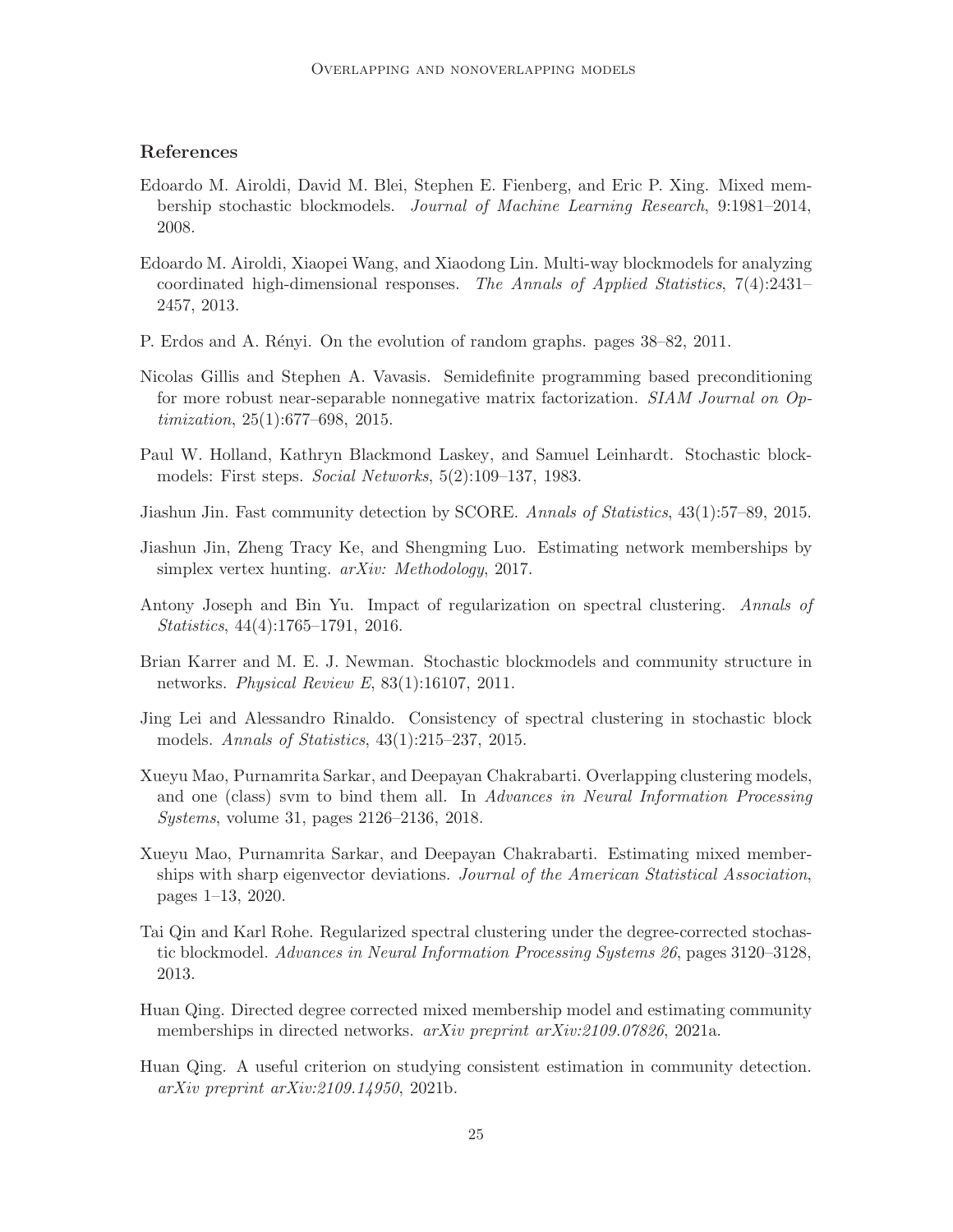## References

Edoardo M. Airoldi, David M. Blei, Stephen E. Fienberg, and Eric P. Xing. Mixed membership stochastic blockmodels. *Journal of Machine Learning Research*, 9:1981–2014, 2008.

Edoardo M. Airoldi, Xiaopei Wang, and Xiaodong Lin. Multi-way blockmodels for analyzing coordinated high-dimensional responses. *The Annals of Applied Statistics*, 7(4):2431–2457, 2013.

P. Erdos and A. Rényi. On the evolution of random graphs. pages 38–82, 2011.

Nicolas Gillis and Stephen A. Vavasis. Semidefinite programming based preconditioning for more robust near-separable nonnegative matrix factorization. *SIAM Journal on Optimization*, 25(1):677–698, 2015.

Paul W. Holland, Kathryn Blackmond Laskey, and Samuel Leinhardt. Stochastic blockmodels: First steps. *Social Networks*, 5(2):109–137, 1983.

Jiashun Jin. Fast community detection by SCORE. *Annals of Statistics*, 43(1):57–89, 2015.

Jiashun Jin, Zheng Tracy Ke, and Shengming Luo. Estimating network memberships by simplex vertex hunting. *arXiv: Methodology*, 2017.

Antony Joseph and Bin Yu. Impact of regularization on spectral clustering. *Annals of Statistics*, 44(4):1765–1791, 2016.

Brian Karrer and M. E. J. Newman. Stochastic blockmodels and community structure in networks. *Physical Review E*, 83(1):16107, 2011.

Jing Lei and Alessandro Rinaldo. Consistency of spectral clustering in stochastic block models. *Annals of Statistics*, 43(1):215–237, 2015.

Xueyu Mao, Purnamrita Sarkar, and Deepayan Chakrabarti. Overlapping clustering models, and one (class) svm to bind them all. In *Advances in Neural Information Processing Systems*, volume 31, pages 2126–2136, 2018.

Xueyu Mao, Purnamrita Sarkar, and Deepayan Chakrabarti. Estimating mixed memberships with sharp eigenvector deviations. *Journal of the American Statistical Association*, pages 1–13, 2020.

Tai Qin and Karl Rohe. Regularized spectral clustering under the degree-corrected stochastic blockmodel. *Advances in Neural Information Processing Systems 26*, pages 3120–3128, 2013.

Huan Qing. Directed degree corrected mixed membership model and estimating community memberships in directed networks. *arXiv preprint arXiv:2109.07826*, 2021a.

Huan Qing. A useful criterion on studying consistent estimation in community detection. *arXiv preprint arXiv:2109.14950*, 2021b.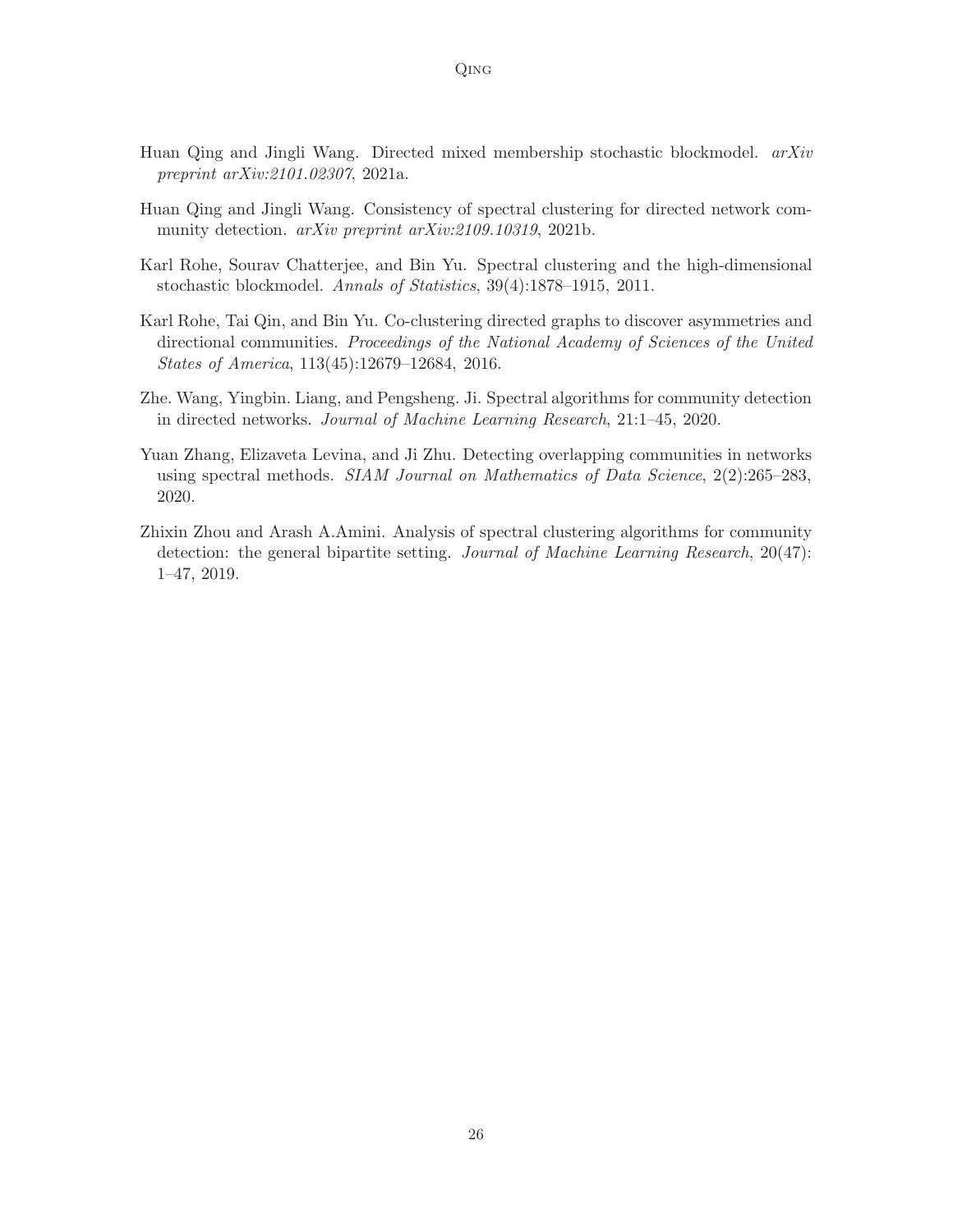Huan Qing and Jingli Wang. Directed mixed membership stochastic blockmodel. *arXiv preprint arXiv:2101.02307*, 2021a.

Huan Qing and Jingli Wang. Consistency of spectral clustering for directed network community detection. *arXiv preprint arXiv:2109.10319*, 2021b.

Karl Rohe, Sourav Chatterjee, and Bin Yu. Spectral clustering and the high-dimensional stochastic blockmodel. *Annals of Statistics*, 39(4):1878–1915, 2011.

Karl Rohe, Tai Qin, and Bin Yu. Co-clustering directed graphs to discover asymmetries and directional communities. *Proceedings of the National Academy of Sciences of the United States of America*, 113(45):12679–12684, 2016.

Zhe. Wang, Yingbin. Liang, and Pengsheng. Ji. Spectral algorithms for community detection in directed networks. *Journal of Machine Learning Research*, 21:1–45, 2020.

Yuan Zhang, Elizaveta Levina, and Ji Zhu. Detecting overlapping communities in networks using spectral methods. *SIAM Journal on Mathematics of Data Science*, 2(2):265–283, 2020.

Zhixin Zhou and Arash A.Amini. Analysis of spectral clustering algorithms for community detection: the general bipartite setting. *Journal of Machine Learning Research*, 20(47): 1–47, 2019.